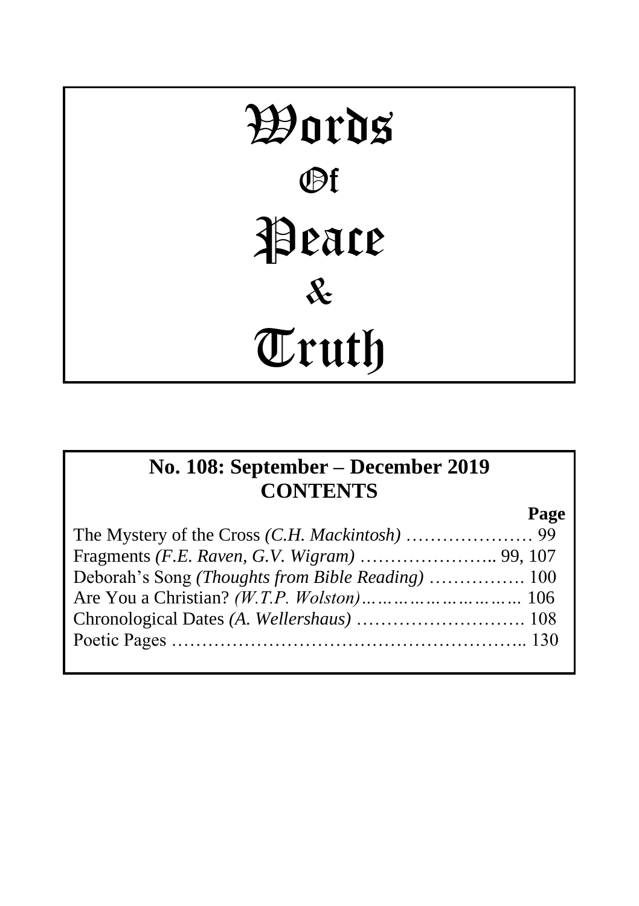# Words Of Peace & Truth

## No. 108: September – December 2019
## CONTENTS

| | Page |
|---|---|
| The Mystery of the Cross *(C.H. Mackintosh)* | 99 |
| Fragments *(F.E. Raven, G.V. Wigram)* | 99, 107 |
| Deborah's Song *(Thoughts from Bible Reading)* | 100 |
| Are You a Christian? *(W.T.P. Wolston)* | 106 |
| Chronological Dates *(A. Wellershaus)* | 108 |
| Poetic Pages | 130 |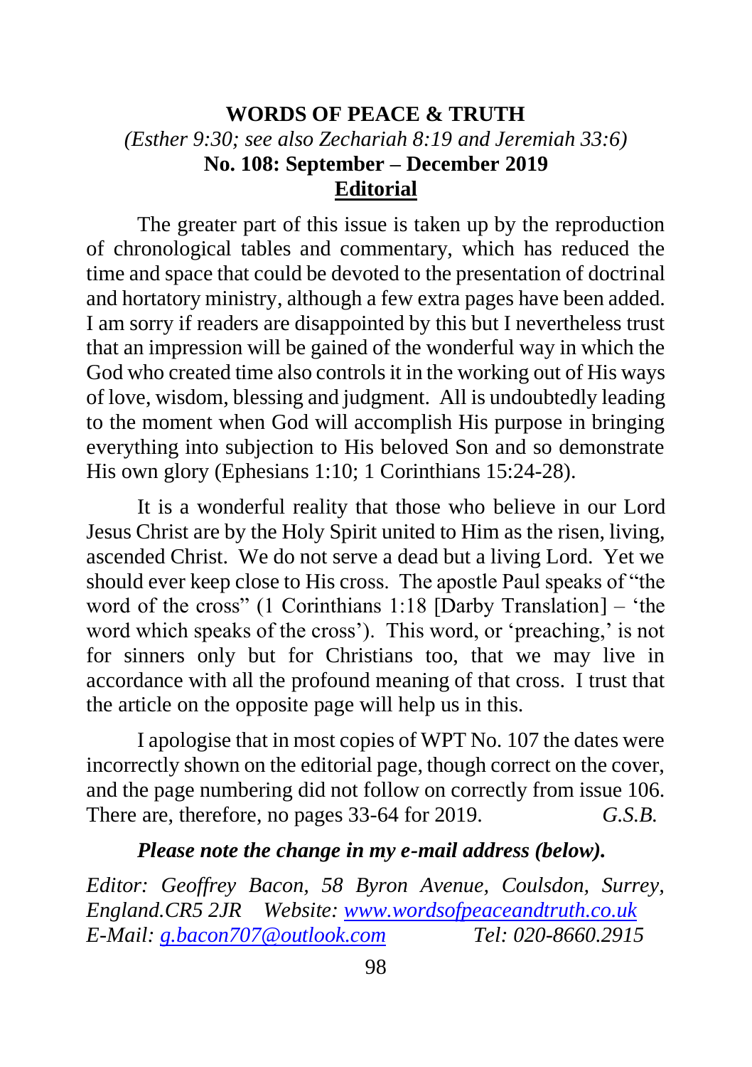# WORDS OF PEACE & TRUTH

*(Esther 9:30; see also Zechariah 8:19 and Jeremiah 33:6)*

**No. 108: September – December 2019**

## Editorial

The greater part of this issue is taken up by the reproduction of chronological tables and commentary, which has reduced the time and space that could be devoted to the presentation of doctrinal and hortatory ministry, although a few extra pages have been added. I am sorry if readers are disappointed by this but I nevertheless trust that an impression will be gained of the wonderful way in which the God who created time also controls it in the working out of His ways of love, wisdom, blessing and judgment. All is undoubtedly leading to the moment when God will accomplish His purpose in bringing everything into subjection to His beloved Son and so demonstrate His own glory (Ephesians 1:10; 1 Corinthians 15:24-28).

It is a wonderful reality that those who believe in our Lord Jesus Christ are by the Holy Spirit united to Him as the risen, living, ascended Christ. We do not serve a dead but a living Lord. Yet we should ever keep close to His cross. The apostle Paul speaks of "the word of the cross" (1 Corinthians 1:18 [Darby Translation] – 'the word which speaks of the cross'). This word, or 'preaching,' is not for sinners only but for Christians too, that we may live in accordance with all the profound meaning of that cross. I trust that the article on the opposite page will help us in this.

I apologise that in most copies of WPT No. 107 the dates were incorrectly shown on the editorial page, though correct on the cover, and the page numbering did not follow on correctly from issue 106. There are, therefore, no pages 33-64 for 2019. *G.S.B.*

***Please note the change in my e-mail address (below).***

*Editor: Geoffrey Bacon, 58 Byron Avenue, Coulsdon, Surrey, England.CR5 2JR Website: www.wordsofpeaceandtruth.co.uk*
*E-Mail: g.bacon707@outlook.com Tel: 020-8660.2915*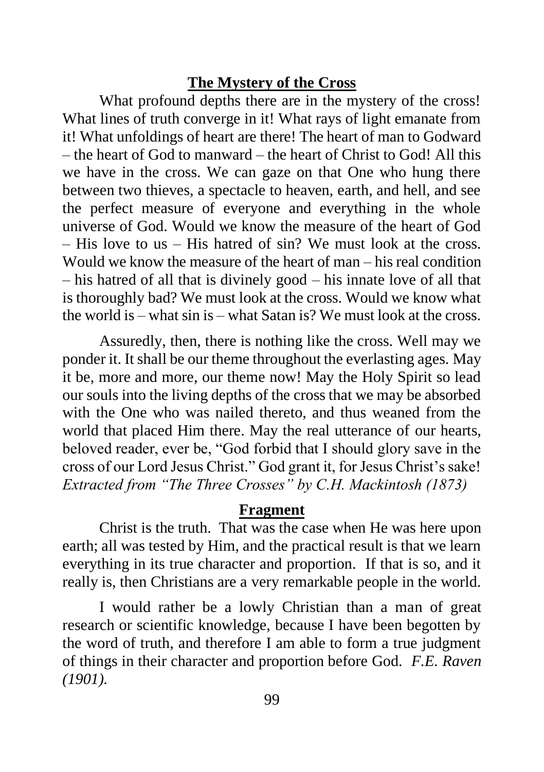## The Mystery of the Cross

What profound depths there are in the mystery of the cross! What lines of truth converge in it! What rays of light emanate from it! What unfoldings of heart are there! The heart of man to Godward – the heart of God to manward – the heart of Christ to God! All this we have in the cross. We can gaze on that One who hung there between two thieves, a spectacle to heaven, earth, and hell, and see the perfect measure of everyone and everything in the whole universe of God. Would we know the measure of the heart of God – His love to us – His hatred of sin? We must look at the cross. Would we know the measure of the heart of man – his real condition – his hatred of all that is divinely good – his innate love of all that is thoroughly bad? We must look at the cross. Would we know what the world is – what sin is – what Satan is? We must look at the cross.

Assuredly, then, there is nothing like the cross. Well may we ponder it. It shall be our theme throughout the everlasting ages. May it be, more and more, our theme now! May the Holy Spirit so lead our souls into the living depths of the cross that we may be absorbed with the One who was nailed thereto, and thus weaned from the world that placed Him there. May the real utterance of our hearts, beloved reader, ever be, "God forbid that I should glory save in the cross of our Lord Jesus Christ." God grant it, for Jesus Christ's sake!
*Extracted from "The Three Crosses" by C.H. Mackintosh (1873)*

## Fragment

Christ is the truth. That was the case when He was here upon earth; all was tested by Him, and the practical result is that we learn everything in its true character and proportion. If that is so, and it really is, then Christians are a very remarkable people in the world.

I would rather be a lowly Christian than a man of great research or scientific knowledge, because I have been begotten by the word of truth, and therefore I am able to form a true judgment of things in their character and proportion before God. *F.E. Raven (1901).*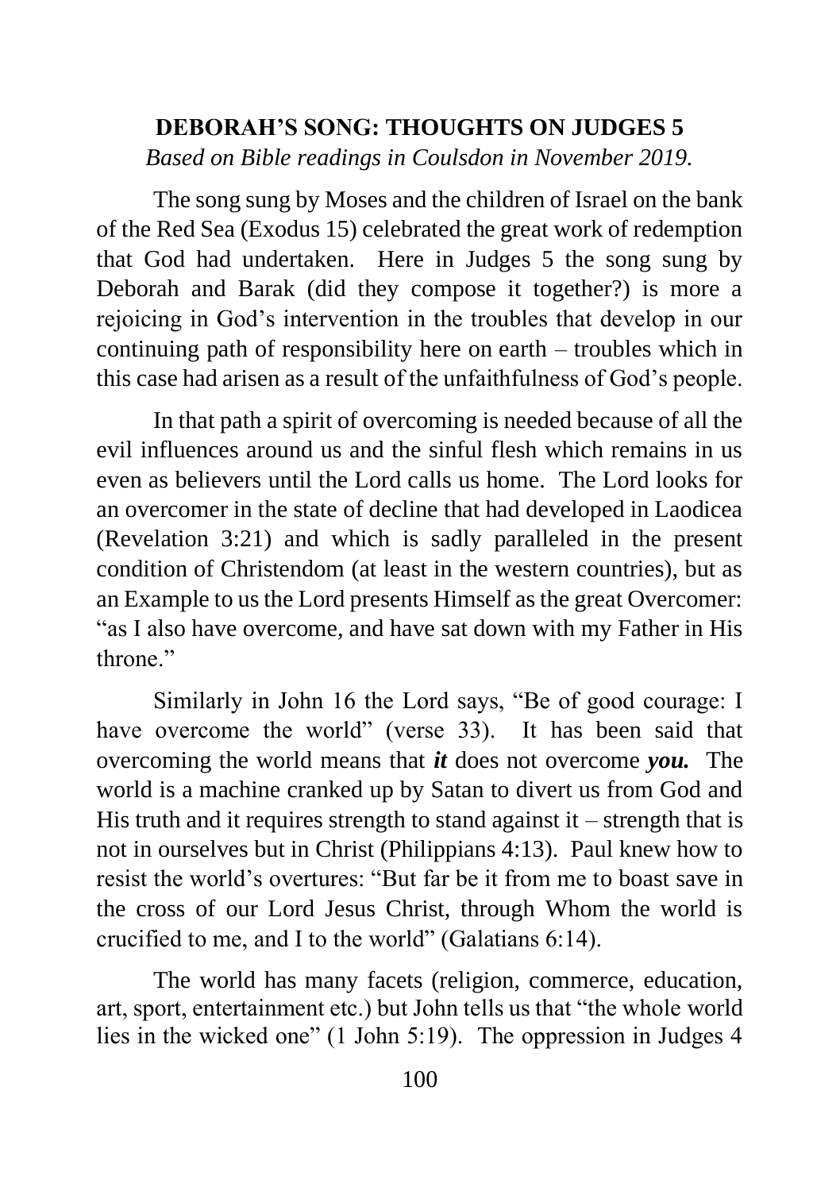## DEBORAH'S SONG: THOUGHTS ON JUDGES 5

*Based on Bible readings in Coulsdon in November 2019.*

The song sung by Moses and the children of Israel on the bank of the Red Sea (Exodus 15) celebrated the great work of redemption that God had undertaken. Here in Judges 5 the song sung by Deborah and Barak (did they compose it together?) is more a rejoicing in God's intervention in the troubles that develop in our continuing path of responsibility here on earth – troubles which in this case had arisen as a result of the unfaithfulness of God's people.

In that path a spirit of overcoming is needed because of all the evil influences around us and the sinful flesh which remains in us even as believers until the Lord calls us home. The Lord looks for an overcomer in the state of decline that had developed in Laodicea (Revelation 3:21) and which is sadly paralleled in the present condition of Christendom (at least in the western countries), but as an Example to us the Lord presents Himself as the great Overcomer: "as I also have overcome, and have sat down with my Father in His throne."

Similarly in John 16 the Lord says, "Be of good courage: I have overcome the world" (verse 33). It has been said that overcoming the world means that ***it*** does not overcome ***you.*** The world is a machine cranked up by Satan to divert us from God and His truth and it requires strength to stand against it – strength that is not in ourselves but in Christ (Philippians 4:13). Paul knew how to resist the world's overtures: "But far be it from me to boast save in the cross of our Lord Jesus Christ, through Whom the world is crucified to me, and I to the world" (Galatians 6:14).

The world has many facets (religion, commerce, education, art, sport, entertainment etc.) but John tells us that "the whole world lies in the wicked one" (1 John 5:19). The oppression in Judges 4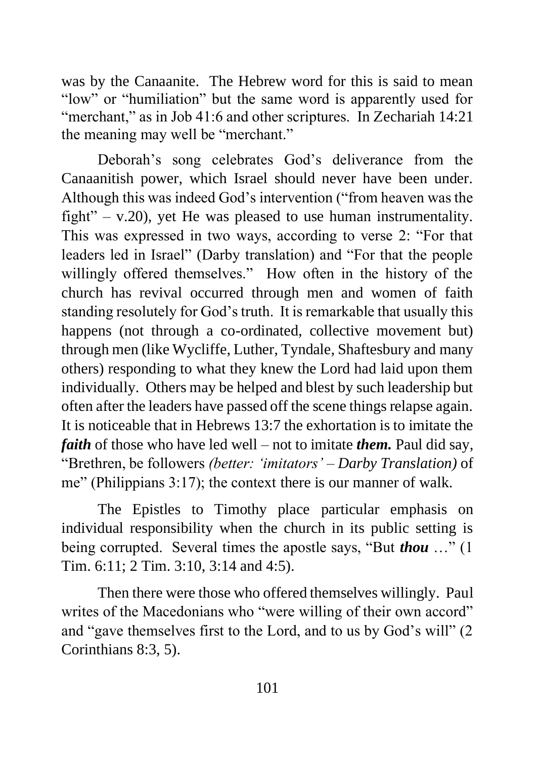was by the Canaanite. The Hebrew word for this is said to mean "low" or "humiliation" but the same word is apparently used for "merchant," as in Job 41:6 and other scriptures. In Zechariah 14:21 the meaning may well be "merchant."

Deborah's song celebrates God's deliverance from the Canaanitish power, which Israel should never have been under. Although this was indeed God's intervention ("from heaven was the fight" – v.20), yet He was pleased to use human instrumentality. This was expressed in two ways, according to verse 2: "For that leaders led in Israel" (Darby translation) and "For that the people willingly offered themselves." How often in the history of the church has revival occurred through men and women of faith standing resolutely for God's truth. It is remarkable that usually this happens (not through a co-ordinated, collective movement but) through men (like Wycliffe, Luther, Tyndale, Shaftesbury and many others) responding to what they knew the Lord had laid upon them individually. Others may be helped and blest by such leadership but often after the leaders have passed off the scene things relapse again. It is noticeable that in Hebrews 13:7 the exhortation is to imitate the ***faith*** of those who have led well – not to imitate ***them.*** Paul did say, "Brethren, be followers *(better: 'imitators' – Darby Translation)* of me" (Philippians 3:17); the context there is our manner of walk.

The Epistles to Timothy place particular emphasis on individual responsibility when the church in its public setting is being corrupted. Several times the apostle says, "But ***thou*** …" (1 Tim. 6:11; 2 Tim. 3:10, 3:14 and 4:5).

Then there were those who offered themselves willingly. Paul writes of the Macedonians who "were willing of their own accord" and "gave themselves first to the Lord, and to us by God's will" (2 Corinthians 8:3, 5).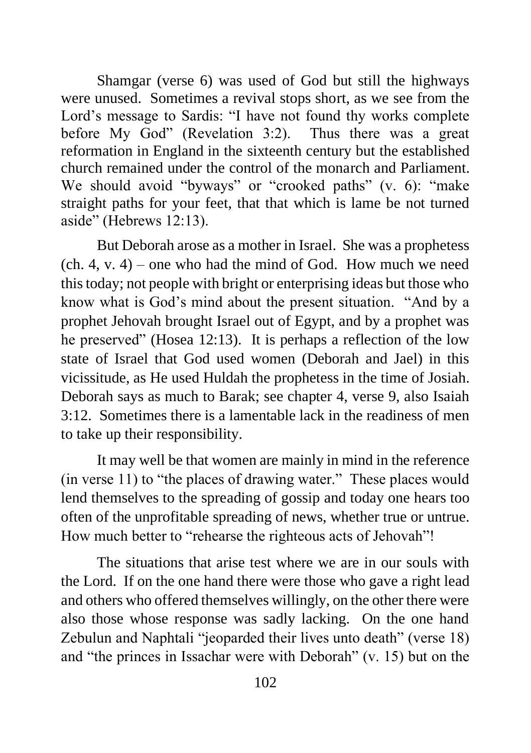Shamgar (verse 6) was used of God but still the highways were unused. Sometimes a revival stops short, as we see from the Lord's message to Sardis: "I have not found thy works complete before My God" (Revelation 3:2). Thus there was a great reformation in England in the sixteenth century but the established church remained under the control of the monarch and Parliament. We should avoid "byways" or "crooked paths" (v. 6): "make straight paths for your feet, that that which is lame be not turned aside" (Hebrews 12:13).

But Deborah arose as a mother in Israel. She was a prophetess (ch. 4, v. 4) – one who had the mind of God. How much we need this today; not people with bright or enterprising ideas but those who know what is God's mind about the present situation. "And by a prophet Jehovah brought Israel out of Egypt, and by a prophet was he preserved" (Hosea 12:13). It is perhaps a reflection of the low state of Israel that God used women (Deborah and Jael) in this vicissitude, as He used Huldah the prophetess in the time of Josiah. Deborah says as much to Barak; see chapter 4, verse 9, also Isaiah 3:12. Sometimes there is a lamentable lack in the readiness of men to take up their responsibility.

It may well be that women are mainly in mind in the reference (in verse 11) to "the places of drawing water." These places would lend themselves to the spreading of gossip and today one hears too often of the unprofitable spreading of news, whether true or untrue. How much better to "rehearse the righteous acts of Jehovah"!

The situations that arise test where we are in our souls with the Lord. If on the one hand there were those who gave a right lead and others who offered themselves willingly, on the other there were also those whose response was sadly lacking. On the one hand Zebulun and Naphtali "jeoparded their lives unto death" (verse 18) and "the princes in Issachar were with Deborah" (v. 15) but on the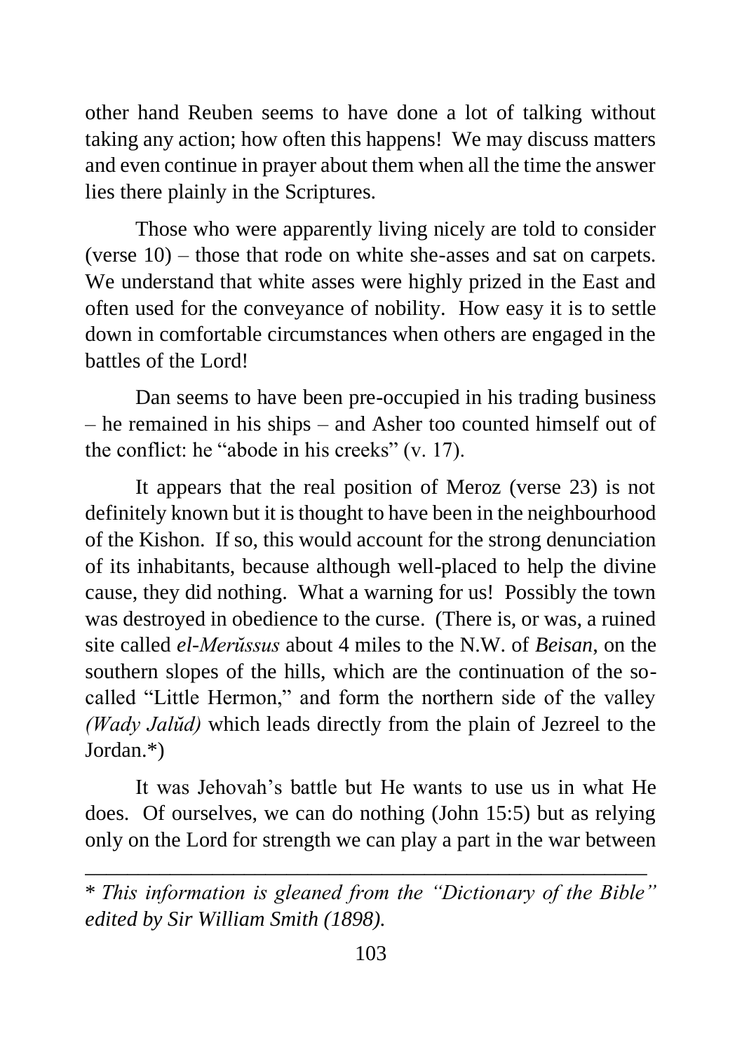other hand Reuben seems to have done a lot of talking without taking any action; how often this happens! We may discuss matters and even continue in prayer about them when all the time the answer lies there plainly in the Scriptures.

Those who were apparently living nicely are told to consider (verse 10) – those that rode on white she-asses and sat on carpets. We understand that white asses were highly prized in the East and often used for the conveyance of nobility. How easy it is to settle down in comfortable circumstances when others are engaged in the battles of the Lord!

Dan seems to have been pre-occupied in his trading business – he remained in his ships – and Asher too counted himself out of the conflict: he "abode in his creeks" (v. 17).

It appears that the real position of Meroz (verse 23) is not definitely known but it is thought to have been in the neighbourhood of the Kishon. If so, this would account for the strong denunciation of its inhabitants, because although well-placed to help the divine cause, they did nothing. What a warning for us! Possibly the town was destroyed in obedience to the curse. (There is, or was, a ruined site called *el-Merŭssus* about 4 miles to the N.W. of *Beisan,* on the southern slopes of the hills, which are the continuation of the so-called "Little Hermon," and form the northern side of the valley *(Wady Jalŭd)* which leads directly from the plain of Jezreel to the Jordan.*)

It was Jehovah's battle but He wants to use us in what He does. Of ourselves, we can do nothing (John 15:5) but as relying only on the Lord for strength we can play a part in the war between

---

*\* This information is gleaned from the "Dictionary of the Bible" edited by Sir William Smith (1898).*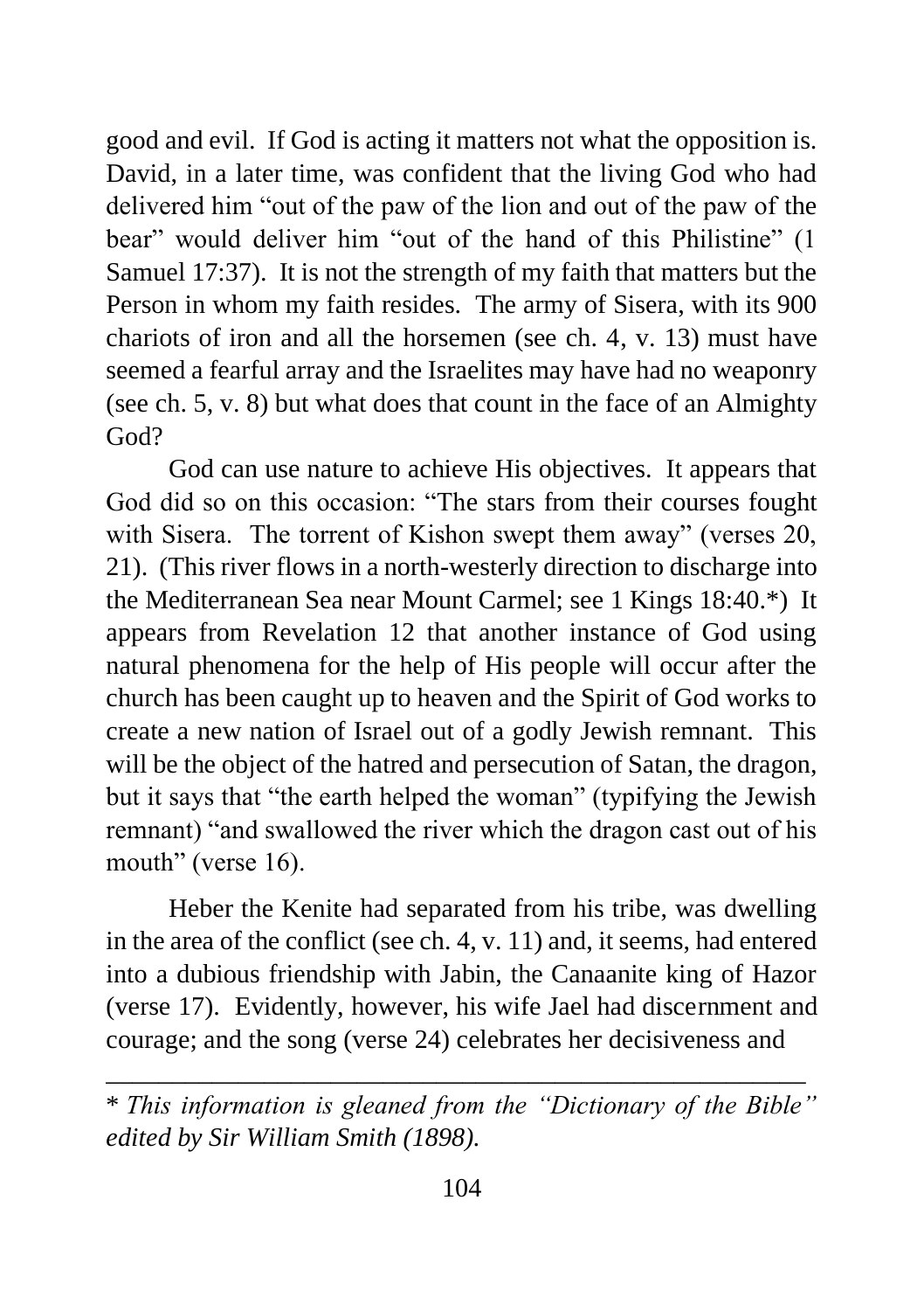good and evil. If God is acting it matters not what the opposition is. David, in a later time, was confident that the living God who had delivered him "out of the paw of the lion and out of the paw of the bear" would deliver him "out of the hand of this Philistine" (1 Samuel 17:37). It is not the strength of my faith that matters but the Person in whom my faith resides. The army of Sisera, with its 900 chariots of iron and all the horsemen (see ch. 4, v. 13) must have seemed a fearful array and the Israelites may have had no weaponry (see ch. 5, v. 8) but what does that count in the face of an Almighty God?

God can use nature to achieve His objectives. It appears that God did so on this occasion: "The stars from their courses fought with Sisera. The torrent of Kishon swept them away" (verses 20, 21). (This river flows in a north-westerly direction to discharge into the Mediterranean Sea near Mount Carmel; see 1 Kings 18:40.*) It appears from Revelation 12 that another instance of God using natural phenomena for the help of His people will occur after the church has been caught up to heaven and the Spirit of God works to create a new nation of Israel out of a godly Jewish remnant. This will be the object of the hatred and persecution of Satan, the dragon, but it says that "the earth helped the woman" (typifying the Jewish remnant) "and swallowed the river which the dragon cast out of his mouth" (verse 16).

Heber the Kenite had separated from his tribe, was dwelling in the area of the conflict (see ch. 4, v. 11) and, it seems, had entered into a dubious friendship with Jabin, the Canaanite king of Hazor (verse 17). Evidently, however, his wife Jael had discernment and courage; and the song (verse 24) celebrates her decisiveness and

---

\* *This information is gleaned from the "Dictionary of the Bible" edited by Sir William Smith (1898).*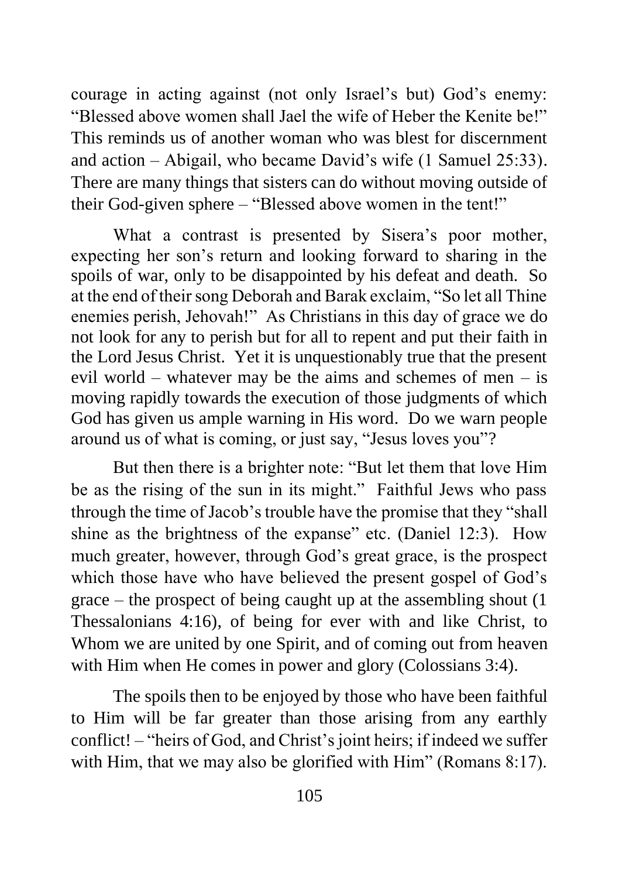courage in acting against (not only Israel's but) God's enemy: "Blessed above women shall Jael the wife of Heber the Kenite be!" This reminds us of another woman who was blest for discernment and action – Abigail, who became David's wife (1 Samuel 25:33). There are many things that sisters can do without moving outside of their God-given sphere – "Blessed above women in the tent!"

What a contrast is presented by Sisera's poor mother, expecting her son's return and looking forward to sharing in the spoils of war, only to be disappointed by his defeat and death. So at the end of their song Deborah and Barak exclaim, "So let all Thine enemies perish, Jehovah!" As Christians in this day of grace we do not look for any to perish but for all to repent and put their faith in the Lord Jesus Christ. Yet it is unquestionably true that the present evil world – whatever may be the aims and schemes of men – is moving rapidly towards the execution of those judgments of which God has given us ample warning in His word. Do we warn people around us of what is coming, or just say, "Jesus loves you"?

But then there is a brighter note: "But let them that love Him be as the rising of the sun in its might." Faithful Jews who pass through the time of Jacob's trouble have the promise that they "shall shine as the brightness of the expanse" etc. (Daniel 12:3). How much greater, however, through God's great grace, is the prospect which those have who have believed the present gospel of God's grace – the prospect of being caught up at the assembling shout (1 Thessalonians 4:16), of being for ever with and like Christ, to Whom we are united by one Spirit, and of coming out from heaven with Him when He comes in power and glory (Colossians 3:4).

The spoils then to be enjoyed by those who have been faithful to Him will be far greater than those arising from any earthly conflict! – "heirs of God, and Christ's joint heirs; if indeed we suffer with Him, that we may also be glorified with Him" (Romans 8:17).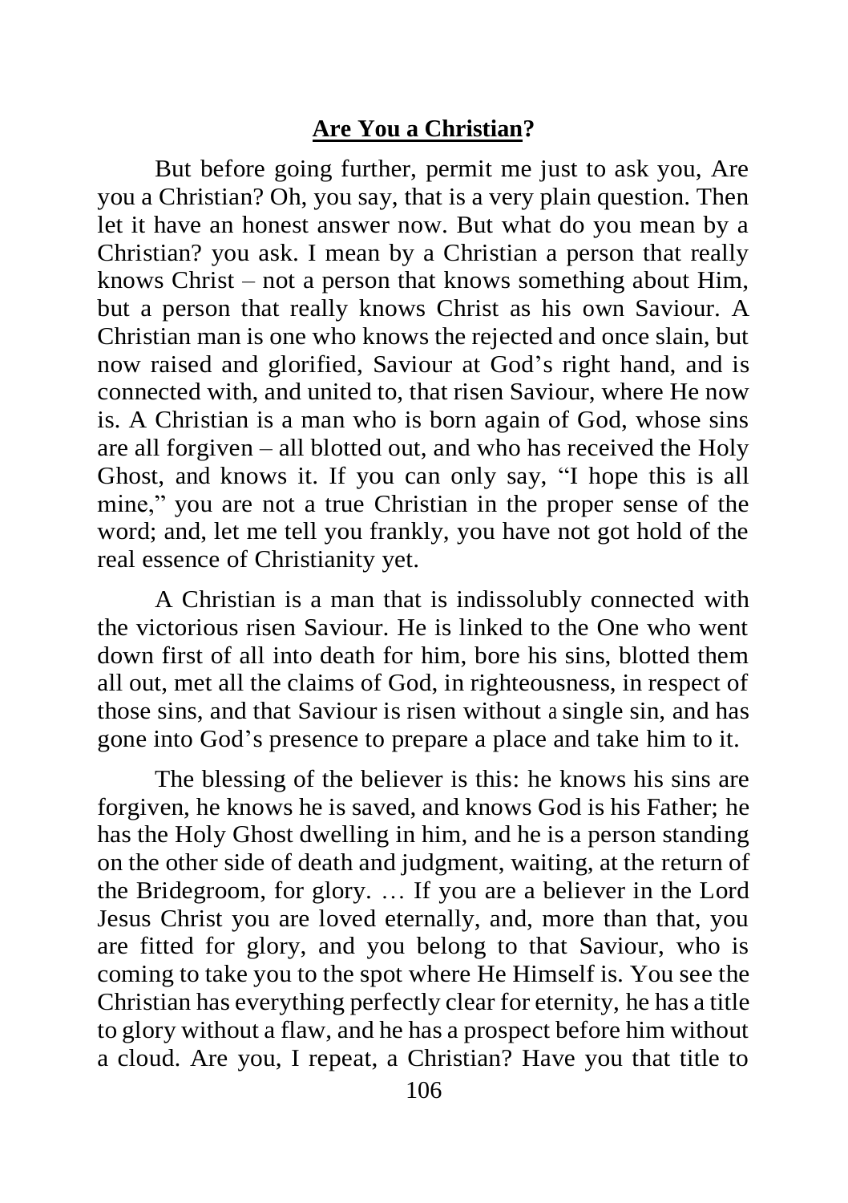## **Are You a Christian?**

But before going further, permit me just to ask you, Are you a Christian? Oh, you say, that is a very plain question. Then let it have an honest answer now. But what do you mean by a Christian? you ask. I mean by a Christian a person that really knows Christ – not a person that knows something about Him, but a person that really knows Christ as his own Saviour. A Christian man is one who knows the rejected and once slain, but now raised and glorified, Saviour at God's right hand, and is connected with, and united to, that risen Saviour, where He now is. A Christian is a man who is born again of God, whose sins are all forgiven – all blotted out, and who has received the Holy Ghost, and knows it. If you can only say, "I hope this is all mine," you are not a true Christian in the proper sense of the word; and, let me tell you frankly, you have not got hold of the real essence of Christianity yet.

A Christian is a man that is indissolubly connected with the victorious risen Saviour. He is linked to the One who went down first of all into death for him, bore his sins, blotted them all out, met all the claims of God, in righteousness, in respect of those sins, and that Saviour is risen without a single sin, and has gone into God's presence to prepare a place and take him to it.

The blessing of the believer is this: he knows his sins are forgiven, he knows he is saved, and knows God is his Father; he has the Holy Ghost dwelling in him, and he is a person standing on the other side of death and judgment, waiting, at the return of the Bridegroom, for glory. … If you are a believer in the Lord Jesus Christ you are loved eternally, and, more than that, you are fitted for glory, and you belong to that Saviour, who is coming to take you to the spot where He Himself is. You see the Christian has everything perfectly clear for eternity, he has a title to glory without a flaw, and he has a prospect before him without a cloud. Are you, I repeat, a Christian? Have you that title to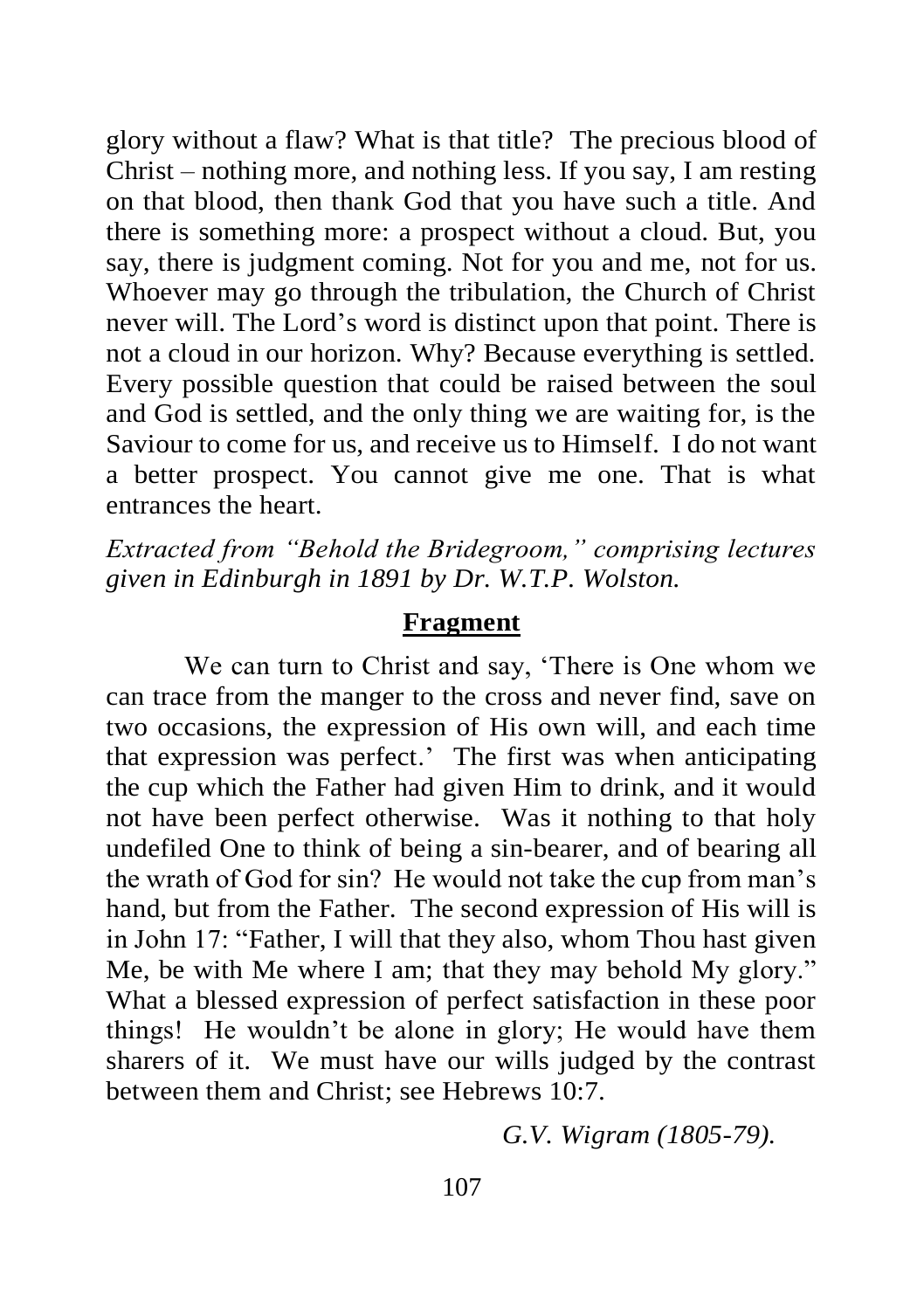glory without a flaw? What is that title? The precious blood of Christ – nothing more, and nothing less. If you say, I am resting on that blood, then thank God that you have such a title. And there is something more: a prospect without a cloud. But, you say, there is judgment coming. Not for you and me, not for us. Whoever may go through the tribulation, the Church of Christ never will. The Lord's word is distinct upon that point. There is not a cloud in our horizon. Why? Because everything is settled. Every possible question that could be raised between the soul and God is settled, and the only thing we are waiting for, is the Saviour to come for us, and receive us to Himself. I do not want a better prospect. You cannot give me one. That is what entrances the heart.

*Extracted from "Behold the Bridegroom," comprising lectures given in Edinburgh in 1891 by Dr. W.T.P. Wolston.*

## Fragment

We can turn to Christ and say, 'There is One whom we can trace from the manger to the cross and never find, save on two occasions, the expression of His own will, and each time that expression was perfect.' The first was when anticipating the cup which the Father had given Him to drink, and it would not have been perfect otherwise. Was it nothing to that holy undefiled One to think of being a sin-bearer, and of bearing all the wrath of God for sin? He would not take the cup from man's hand, but from the Father. The second expression of His will is in John 17: "Father, I will that they also, whom Thou hast given Me, be with Me where I am; that they may behold My glory." What a blessed expression of perfect satisfaction in these poor things! He wouldn't be alone in glory; He would have them sharers of it. We must have our wills judged by the contrast between them and Christ; see Hebrews 10:7.

*G.V. Wigram (1805-79).*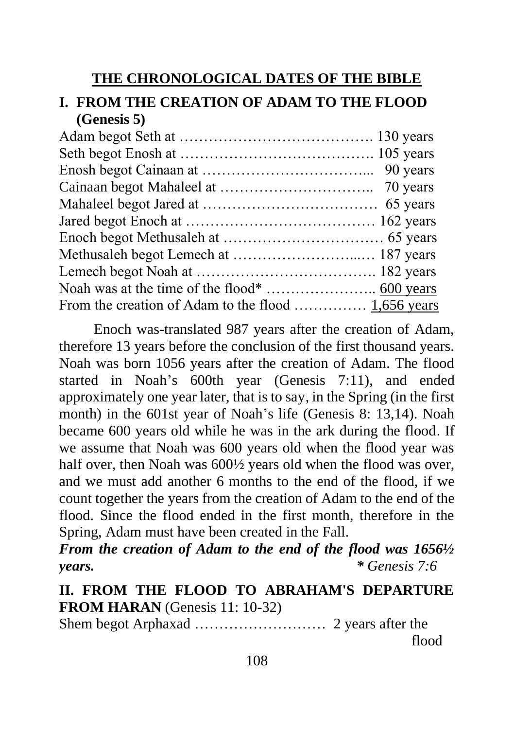## THE CHRONOLOGICAL DATES OF THE BIBLE

### I. FROM THE CREATION OF ADAM TO THE FLOOD (Genesis 5)

Adam begot Seth at …………………………………. 130 years
Seth begot Enosh at …………………………………. 105 years
Enosh begot Cainaan at …………………………... 90 years
Cainaan begot Mahaleel at ………………………….. 70 years
Mahaleel begot Jared at ……………………………… 65 years
Jared begot Enoch at ………………………………… 162 years
Enoch begot Methusaleh at …………………………… 65 years
Methusaleh begot Lemech at ……………………..… 187 years
Lemech begot Noah at ………………………………. 182 years
Noah was at the time of the flood* ………………….. 600 years
From the creation of Adam to the flood …………… 1,656 years

Enoch was-translated 987 years after the creation of Adam, therefore 13 years before the conclusion of the first thousand years. Noah was born 1056 years after the creation of Adam. The flood started in Noah's 600th year (Genesis 7:11), and ended approximately one year later, that is to say, in the Spring (in the first month) in the 601st year of Noah's life (Genesis 8: 13,14). Noah became 600 years old while he was in the ark during the flood. If we assume that Noah was 600 years old when the flood year was half over, then Noah was 600½ years old when the flood was over, and we must add another 6 months to the end of the flood, if we count together the years from the creation of Adam to the end of the flood. Since the flood ended in the first month, therefore in the Spring, Adam must have been created in the Fall.

***From the creation of Adam to the end of the flood was 1656½ years.***

***** *Genesis 7:6*

### II. FROM THE FLOOD TO ABRAHAM'S DEPARTURE FROM HARAN (Genesis 11: 10-32)

Shem begot Arphaxad ……………………… 2 years after the flood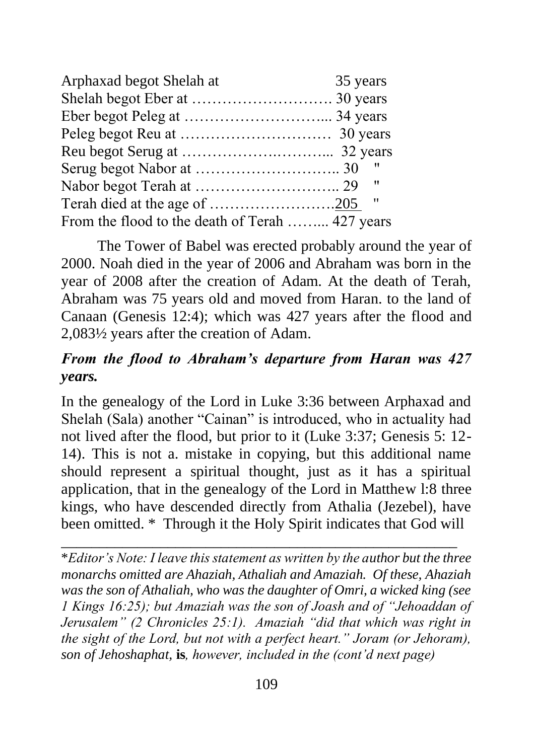| | |
|---|---|
| Arphaxad begot Shelah at | 35 years |
| Shelah begot Eber at ………………………. | 30 years |
| Eber begot Peleg at ………………………... | 34 years |
| Peleg begot Reu at ………………………… | 30 years |
| Reu begot Serug at …………….……….... | 32 years |
| Serug begot Nabor at ……………………….. | 30 " |
| Nabor begot Terah at ……………………….. | 29 " |
| Terah died at the age of …………………….205 | " |
| From the flood to the death of Terah …….... | 427 years |

The Tower of Babel was erected probably around the year of 2000. Noah died in the year of 2006 and Abraham was born in the year of 2008 after the creation of Adam. At the death of Terah, Abraham was 75 years old and moved from Haran. to the land of Canaan (Genesis 12:4); which was 427 years after the flood and 2,083½ years after the creation of Adam.

***From the flood to Abraham's departure from Haran was 427 years.***

In the genealogy of the Lord in Luke 3:36 between Arphaxad and Shelah (Sala) another "Cainan" is introduced, who in actuality had not lived after the flood, but prior to it (Luke 3:37; Genesis 5: 12-14). This is not a. mistake in copying, but this additional name should represent a spiritual thought, just as it has a spiritual application, that in the genealogy of the Lord in Matthew l:8 three kings, who have descended directly from Athalia (Jezebel), have been omitted. * Through it the Holy Spirit indicates that God will

---

**Editor's Note: I leave this statement as written by the author but the three monarchs omitted are Ahaziah, Athaliah and Amaziah. Of these, Ahaziah was the son of Athaliah, who was the daughter of Omri, a wicked king (see 1 Kings 16:25); but Amaziah was the son of Joash and of "Jehoaddan of Jerusalem" (2 Chronicles 25:1). Amaziah "did that which was right in the sight of the Lord, but not with a perfect heart." Joram (or Jehoram), son of Jehoshaphat,* **is***, however, included in the (cont'd next page)*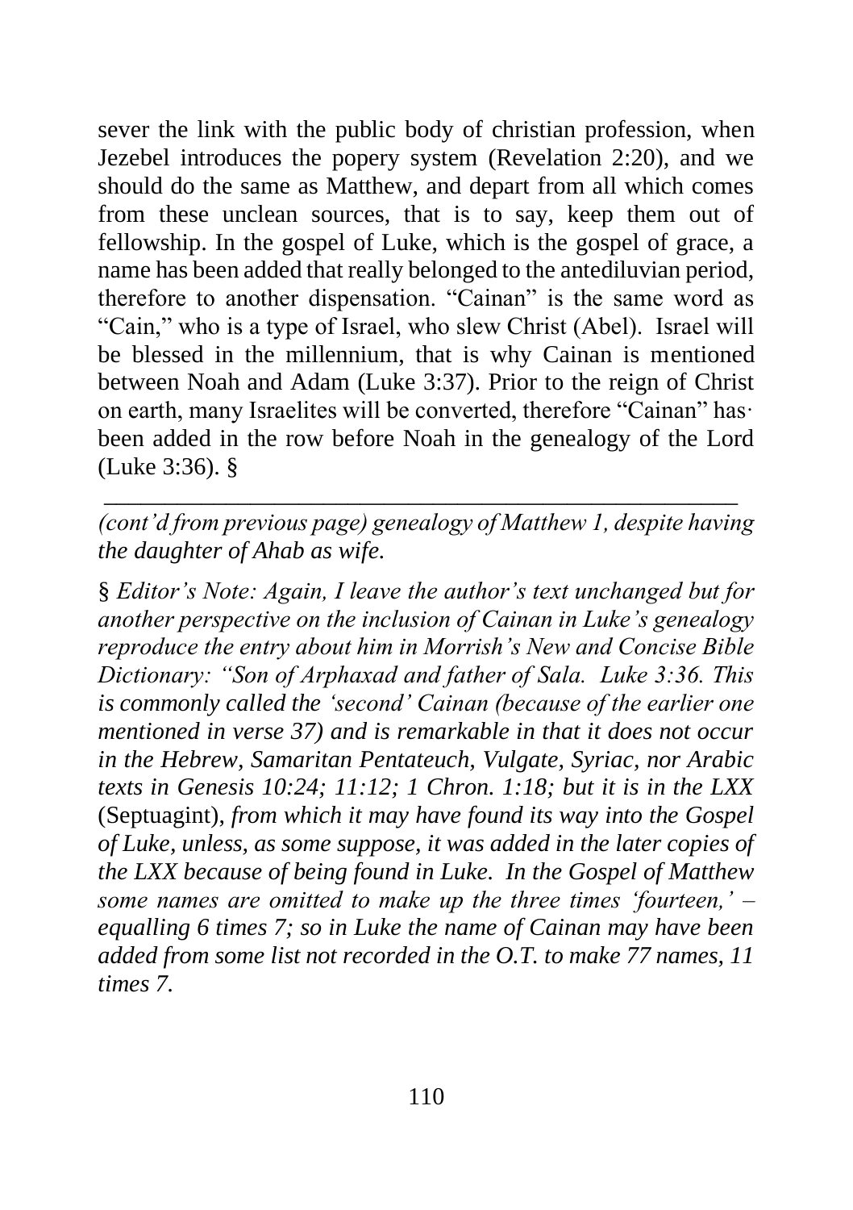sever the link with the public body of christian profession, when Jezebel introduces the popery system (Revelation 2:20), and we should do the same as Matthew, and depart from all which comes from these unclean sources, that is to say, keep them out of fellowship. In the gospel of Luke, which is the gospel of grace, a name has been added that really belonged to the antediluvian period, therefore to another dispensation. "Cainan" is the same word as "Cain," who is a type of Israel, who slew Christ (Abel). Israel will be blessed in the millennium, that is why Cainan is mentioned between Noah and Adam (Luke 3:37). Prior to the reign of Christ on earth, many Israelites will be converted, therefore "Cainan" has· been added in the row before Noah in the genealogy of the Lord (Luke 3:36). §

---

*(cont'd from previous page) genealogy of Matthew 1, despite having the daughter of Ahab as wife.*

§ *Editor's Note: Again, I leave the author's text unchanged but for another perspective on the inclusion of Cainan in Luke's genealogy reproduce the entry about him in Morrish's New and Concise Bible Dictionary: "Son of Arphaxad and father of Sala. Luke 3:36. This is commonly called the 'second' Cainan (because of the earlier one mentioned in verse 37) and is remarkable in that it does not occur in the Hebrew, Samaritan Pentateuch, Vulgate, Syriac, nor Arabic texts in Genesis 10:24; 11:12; 1 Chron. 1:18; but it is in the LXX* (Septuagint), *from which it may have found its way into the Gospel of Luke, unless, as some suppose, it was added in the later copies of the LXX because of being found in Luke. In the Gospel of Matthew some names are omitted to make up the three times 'fourteen,' – equalling 6 times 7; so in Luke the name of Cainan may have been added from some list not recorded in the O.T. to make 77 names, 11 times 7.*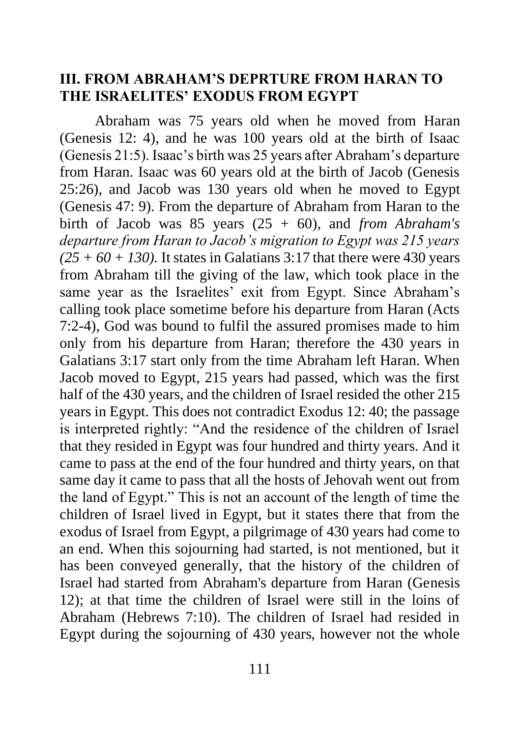## III. FROM ABRAHAM'S DEPRTURE FROM HARAN TO THE ISRAELITES' EXODUS FROM EGYPT

Abraham was 75 years old when he moved from Haran (Genesis 12: 4), and he was 100 years old at the birth of Isaac (Genesis 21:5). Isaac's birth was 25 years after Abraham's departure from Haran. Isaac was 60 years old at the birth of Jacob (Genesis 25:26), and Jacob was 130 years old when he moved to Egypt (Genesis 47: 9). From the departure of Abraham from Haran to the birth of Jacob was 85 years (25 + 60), and *from Abraham's departure from Haran to Jacob's migration to Egypt was 215 years (25 + 60 + 130).* It states in Galatians 3:17 that there were 430 years from Abraham till the giving of the law, which took place in the same year as the Israelites' exit from Egypt. Since Abraham's calling took place sometime before his departure from Haran (Acts 7:2-4), God was bound to fulfil the assured promises made to him only from his departure from Haran; therefore the 430 years in Galatians 3:17 start only from the time Abraham left Haran. When Jacob moved to Egypt, 215 years had passed, which was the first half of the 430 years, and the children of Israel resided the other 215 years in Egypt. This does not contradict Exodus 12: 40; the passage is interpreted rightly: "And the residence of the children of Israel that they resided in Egypt was four hundred and thirty years. And it came to pass at the end of the four hundred and thirty years, on that same day it came to pass that all the hosts of Jehovah went out from the land of Egypt." This is not an account of the length of time the children of Israel lived in Egypt, but it states there that from the exodus of Israel from Egypt, a pilgrimage of 430 years had come to an end. When this sojourning had started, is not mentioned, but it has been conveyed generally, that the history of the children of Israel had started from Abraham's departure from Haran (Genesis 12); at that time the children of Israel were still in the loins of Abraham (Hebrews 7:10). The children of Israel had resided in Egypt during the sojourning of 430 years, however not the whole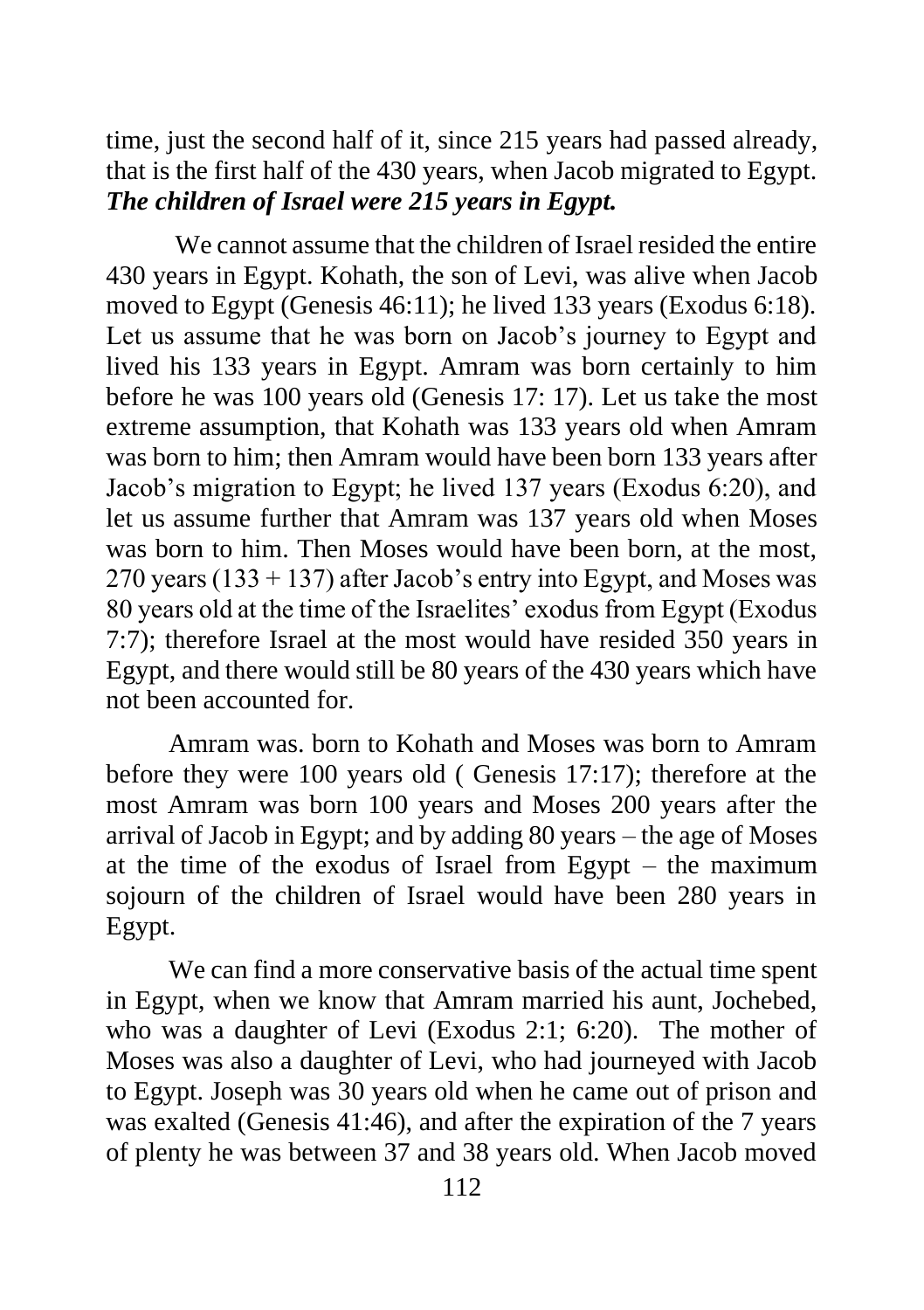time, just the second half of it, since 215 years had passed already, that is the first half of the 430 years, when Jacob migrated to Egypt. ***The children of Israel were 215 years in Egypt.***

We cannot assume that the children of Israel resided the entire 430 years in Egypt. Kohath, the son of Levi, was alive when Jacob moved to Egypt (Genesis 46:11); he lived 133 years (Exodus 6:18). Let us assume that he was born on Jacob's journey to Egypt and lived his 133 years in Egypt. Amram was born certainly to him before he was 100 years old (Genesis 17: 17). Let us take the most extreme assumption, that Kohath was 133 years old when Amram was born to him; then Amram would have been born 133 years after Jacob's migration to Egypt; he lived 137 years (Exodus 6:20), and let us assume further that Amram was 137 years old when Moses was born to him. Then Moses would have been born, at the most, 270 years (133 + 137) after Jacob's entry into Egypt, and Moses was 80 years old at the time of the Israelites' exodus from Egypt (Exodus 7:7); therefore Israel at the most would have resided 350 years in Egypt, and there would still be 80 years of the 430 years which have not been accounted for.

Amram was. born to Kohath and Moses was born to Amram before they were 100 years old ( Genesis 17:17); therefore at the most Amram was born 100 years and Moses 200 years after the arrival of Jacob in Egypt; and by adding 80 years – the age of Moses at the time of the exodus of Israel from Egypt – the maximum sojourn of the children of Israel would have been 280 years in Egypt.

We can find a more conservative basis of the actual time spent in Egypt, when we know that Amram married his aunt, Jochebed, who was a daughter of Levi (Exodus 2:1; 6:20). The mother of Moses was also a daughter of Levi, who had journeyed with Jacob to Egypt. Joseph was 30 years old when he came out of prison and was exalted (Genesis 41:46), and after the expiration of the 7 years of plenty he was between 37 and 38 years old. When Jacob moved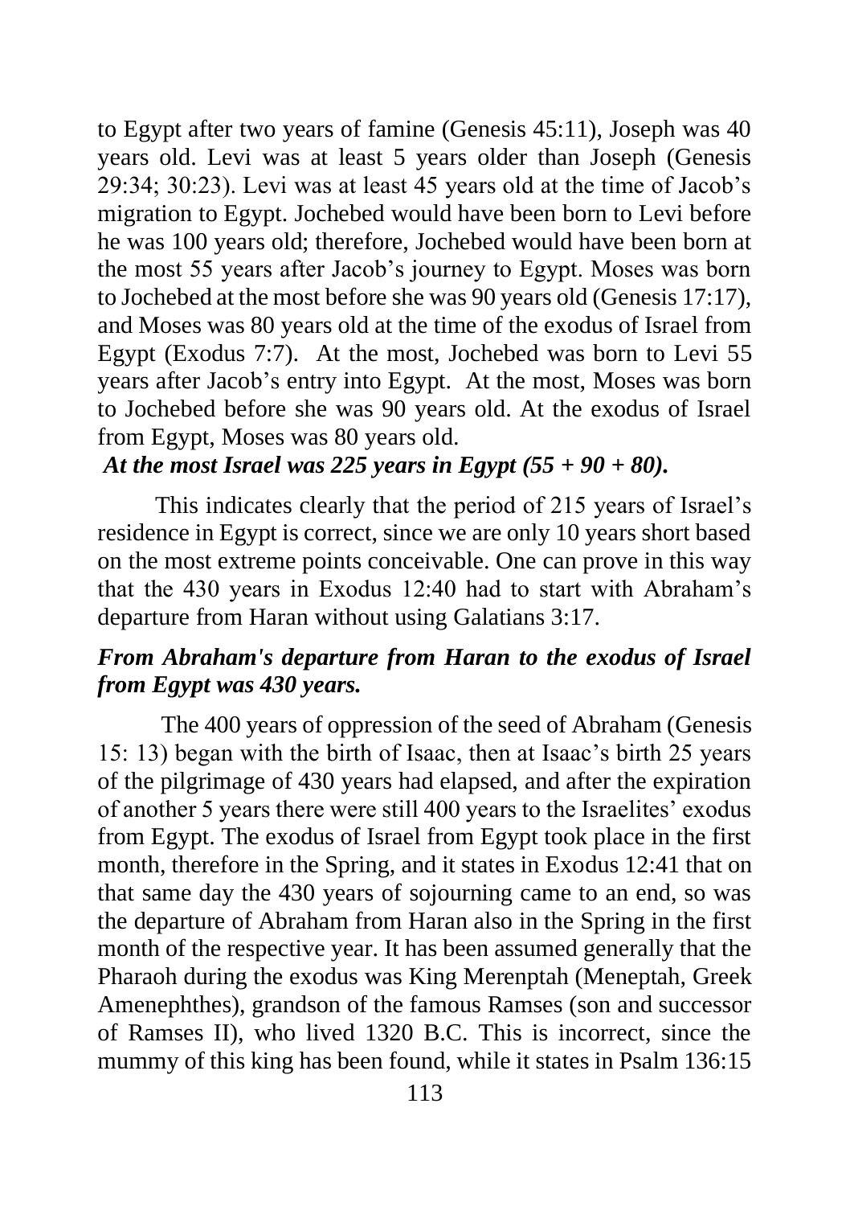to Egypt after two years of famine (Genesis 45:11), Joseph was 40 years old. Levi was at least 5 years older than Joseph (Genesis 29:34; 30:23). Levi was at least 45 years old at the time of Jacob's migration to Egypt. Jochebed would have been born to Levi before he was 100 years old; therefore, Jochebed would have been born at the most 55 years after Jacob's journey to Egypt. Moses was born to Jochebed at the most before she was 90 years old (Genesis 17:17), and Moses was 80 years old at the time of the exodus of Israel from Egypt (Exodus 7:7). At the most, Jochebed was born to Levi 55 years after Jacob's entry into Egypt. At the most, Moses was born to Jochebed before she was 90 years old. At the exodus of Israel from Egypt, Moses was 80 years old.

***At the most Israel was 225 years in Egypt (55 + 90 + 80).***

This indicates clearly that the period of 215 years of Israel's residence in Egypt is correct, since we are only 10 years short based on the most extreme points conceivable. One can prove in this way that the 430 years in Exodus 12:40 had to start with Abraham's departure from Haran without using Galatians 3:17.

***From Abraham's departure from Haran to the exodus of Israel from Egypt was 430 years.***

The 400 years of oppression of the seed of Abraham (Genesis 15: 13) began with the birth of Isaac, then at Isaac's birth 25 years of the pilgrimage of 430 years had elapsed, and after the expiration of another 5 years there were still 400 years to the Israelites' exodus from Egypt. The exodus of Israel from Egypt took place in the first month, therefore in the Spring, and it states in Exodus 12:41 that on that same day the 430 years of sojourning came to an end, so was the departure of Abraham from Haran also in the Spring in the first month of the respective year. It has been assumed generally that the Pharaoh during the exodus was King Merenptah (Meneptah, Greek Amenephthes), grandson of the famous Ramses (son and successor of Ramses II), who lived 1320 B.C. This is incorrect, since the mummy of this king has been found, while it states in Psalm 136:15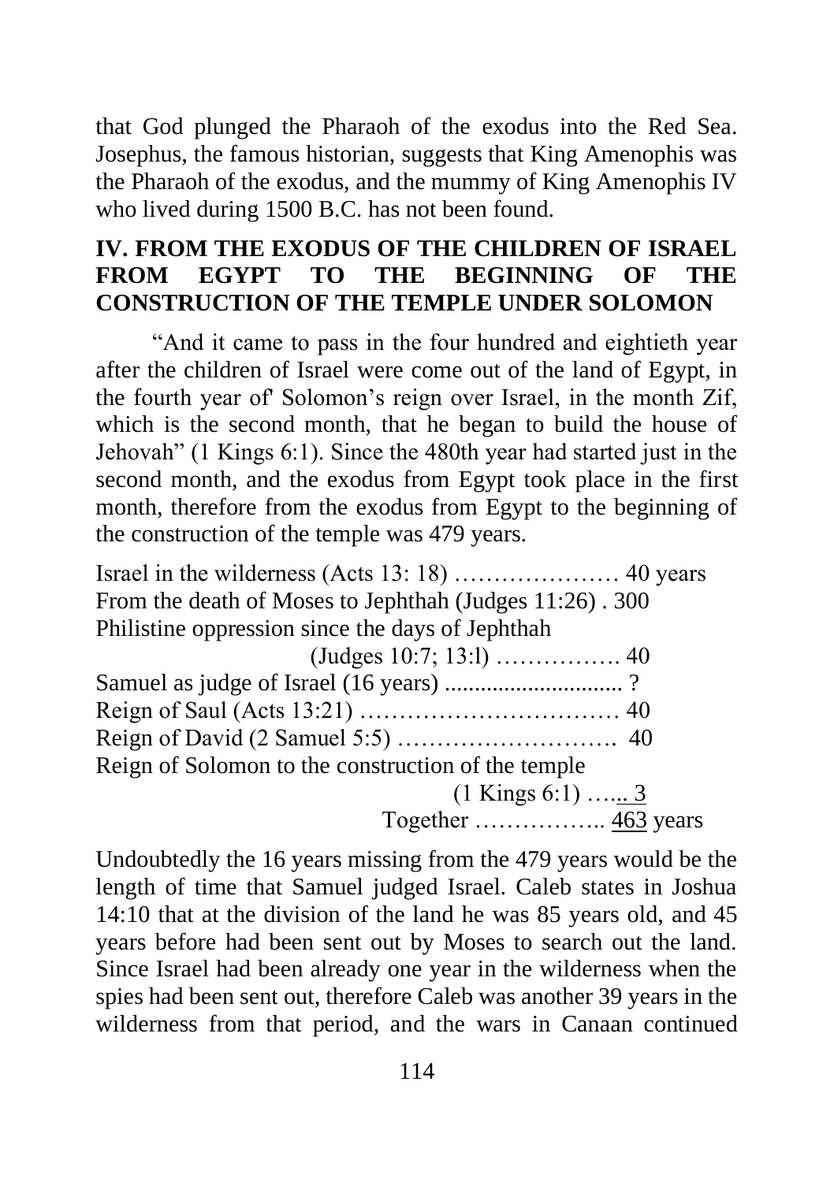that God plunged the Pharaoh of the exodus into the Red Sea. Josephus, the famous historian, suggests that King Amenophis was the Pharaoh of the exodus, and the mummy of King Amenophis IV who lived during 1500 B.C. has not been found.

## IV. FROM THE EXODUS OF THE CHILDREN OF ISRAEL FROM EGYPT TO THE BEGINNING OF THE CONSTRUCTION OF THE TEMPLE UNDER SOLOMON

"And it came to pass in the four hundred and eightieth year after the children of Israel were come out of the land of Egypt, in the fourth year of' Solomon's reign over Israel, in the month Zif, which is the second month, that he began to build the house of Jehovah" (1 Kings 6:1). Since the 480th year had started just in the second month, and the exodus from Egypt took place in the first month, therefore from the exodus from Egypt to the beginning of the construction of the temple was 479 years.

Israel in the wilderness (Acts 13: 18) ………………… 40 years
From the death of Moses to Jephthah (Judges 11:26) . 300
Philistine oppression since the days of Jephthah
(Judges 10:7; 13:l) ……………. 40
Samuel as judge of Israel (16 years) ............................ ?
Reign of Saul (Acts 13:21) …………………………… 40
Reign of David (2 Samuel 5:5) ………………………. 40
Reign of Solomon to the construction of the temple
(1 Kings 6:1) …... 3
Together …………….. 463 years

Undoubtedly the 16 years missing from the 479 years would be the length of time that Samuel judged Israel. Caleb states in Joshua 14:10 that at the division of the land he was 85 years old, and 45 years before had been sent out by Moses to search out the land. Since Israel had been already one year in the wilderness when the spies had been sent out, therefore Caleb was another 39 years in the wilderness from that period, and the wars in Canaan continued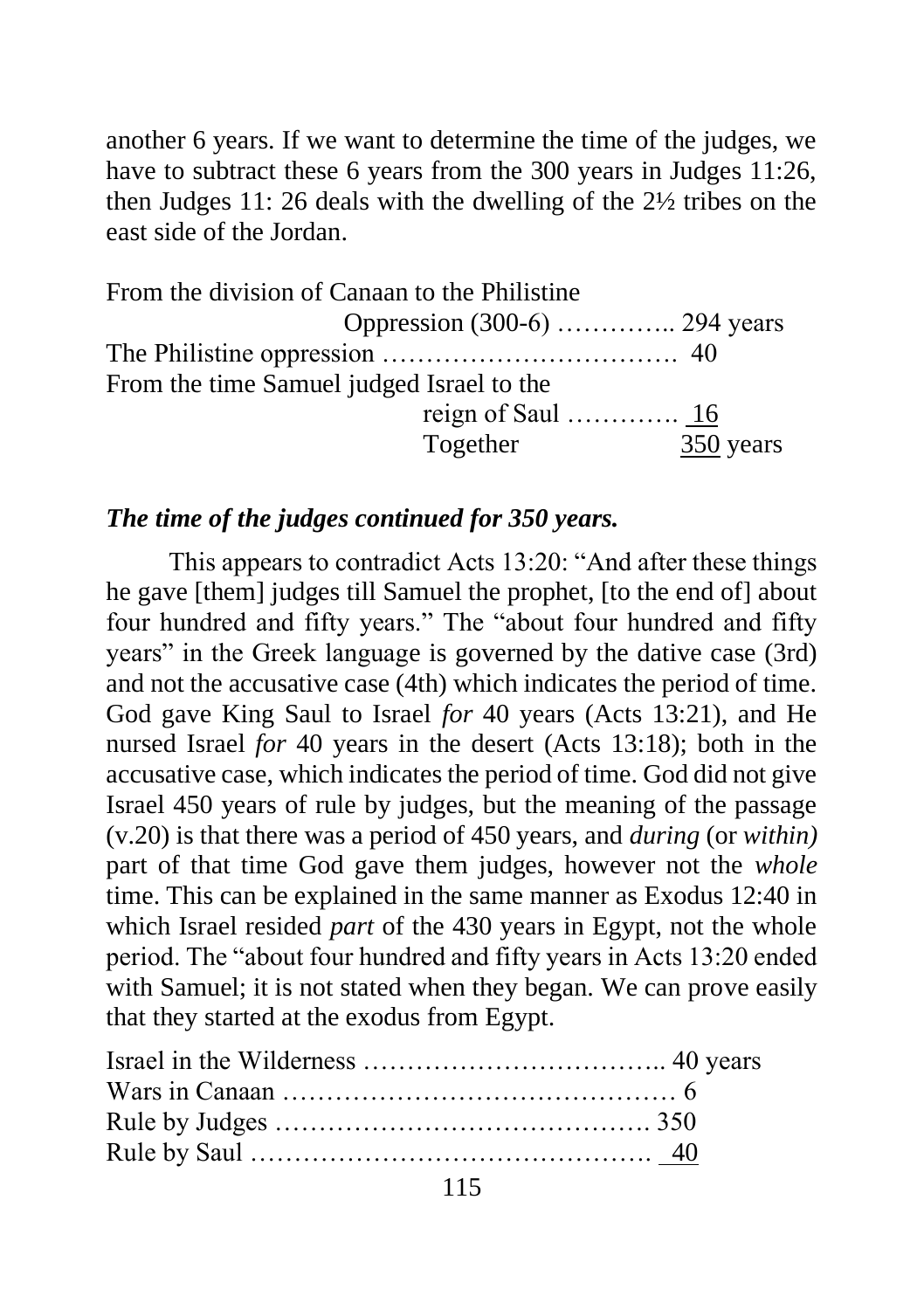another 6 years. If we want to determine the time of the judges, we have to subtract these 6 years from the 300 years in Judges 11:26, then Judges 11: 26 deals with the dwelling of the 2½ tribes on the east side of the Jordan.

| | |
|---|---|
| From the division of Canaan to the Philistine Oppression (300-6) ………….. | 294 years |
| The Philistine oppression ……………………………. | 40 |
| From the time Samuel judged Israel to the reign of Saul …………. | 16 |
| Together | 350 years |

***The time of the judges continued for 350 years.***

This appears to contradict Acts 13:20: "And after these things he gave [them] judges till Samuel the prophet, [to the end of] about four hundred and fifty years." The "about four hundred and fifty years" in the Greek language is governed by the dative case (3rd) and not the accusative case (4th) which indicates the period of time. God gave King Saul to Israel *for* 40 years (Acts 13:21), and He nursed Israel *for* 40 years in the desert (Acts 13:18); both in the accusative case, which indicates the period of time. God did not give Israel 450 years of rule by judges, but the meaning of the passage (v.20) is that there was a period of 450 years, and *during* (or *within)* part of that time God gave them judges, however not the *whole* time. This can be explained in the same manner as Exodus 12:40 in which Israel resided *part* of the 430 years in Egypt, not the whole period. The "about four hundred and fifty years in Acts 13:20 ended with Samuel; it is not stated when they began. We can prove easily that they started at the exodus from Egypt.

| | |
|---|---|
| Israel in the Wilderness …………………………….. | 40 years |
| Wars in Canaan ……………………………………… | 6 |
| Rule by Judges ……………………………………. | 350 |
| Rule by Saul ………………………………………. | 40 |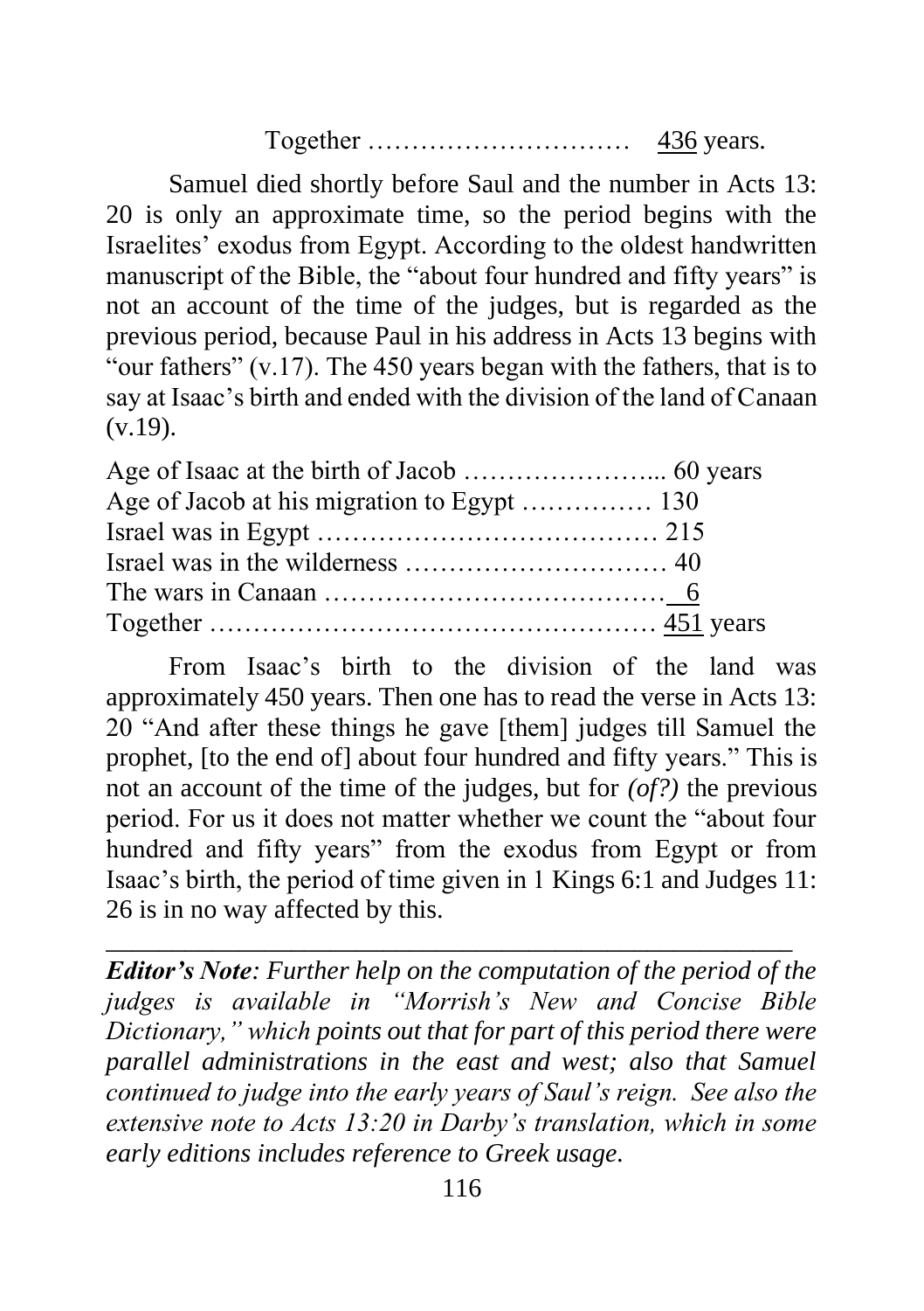Together ………………………… <u>436</u> years.

Samuel died shortly before Saul and the number in Acts 13: 20 is only an approximate time, so the period begins with the Israelites' exodus from Egypt. According to the oldest handwritten manuscript of the Bible, the "about four hundred and fifty years" is not an account of the time of the judges, but is regarded as the previous period, because Paul in his address in Acts 13 begins with "our fathers" (v.17). The 450 years began with the fathers, that is to say at Isaac's birth and ended with the division of the land of Canaan (v.19).

| | |
|---|---|
| Age of Isaac at the birth of Jacob ………………….. | 60 years |
| Age of Jacob at his migration to Egypt …………… | 130 |
| Israel was in Egypt ………………………………… | 215 |
| Israel was in the wilderness ………………………… | 40 |
| The wars in Canaan ………………………………… | <u>6</u> |
| Together …………………………………………… | <u>451</u> years |

From Isaac's birth to the division of the land was approximately 450 years. Then one has to read the verse in Acts 13: 20 "And after these things he gave [them] judges till Samuel the prophet, [to the end of] about four hundred and fifty years." This is not an account of the time of the judges, but for *(of?)* the previous period. For us it does not matter whether we count the "about four hundred and fifty years" from the exodus from Egypt or from Isaac's birth, the period of time given in 1 Kings 6:1 and Judges 11: 26 is in no way affected by this.

---

***Editor's Note****: Further help on the computation of the period of the judges is available in "Morrish's New and Concise Bible Dictionary," which points out that for part of this period there were parallel administrations in the east and west; also that Samuel continued to judge into the early years of Saul's reign. See also the extensive note to Acts 13:20 in Darby's translation, which in some early editions includes reference to Greek usage.*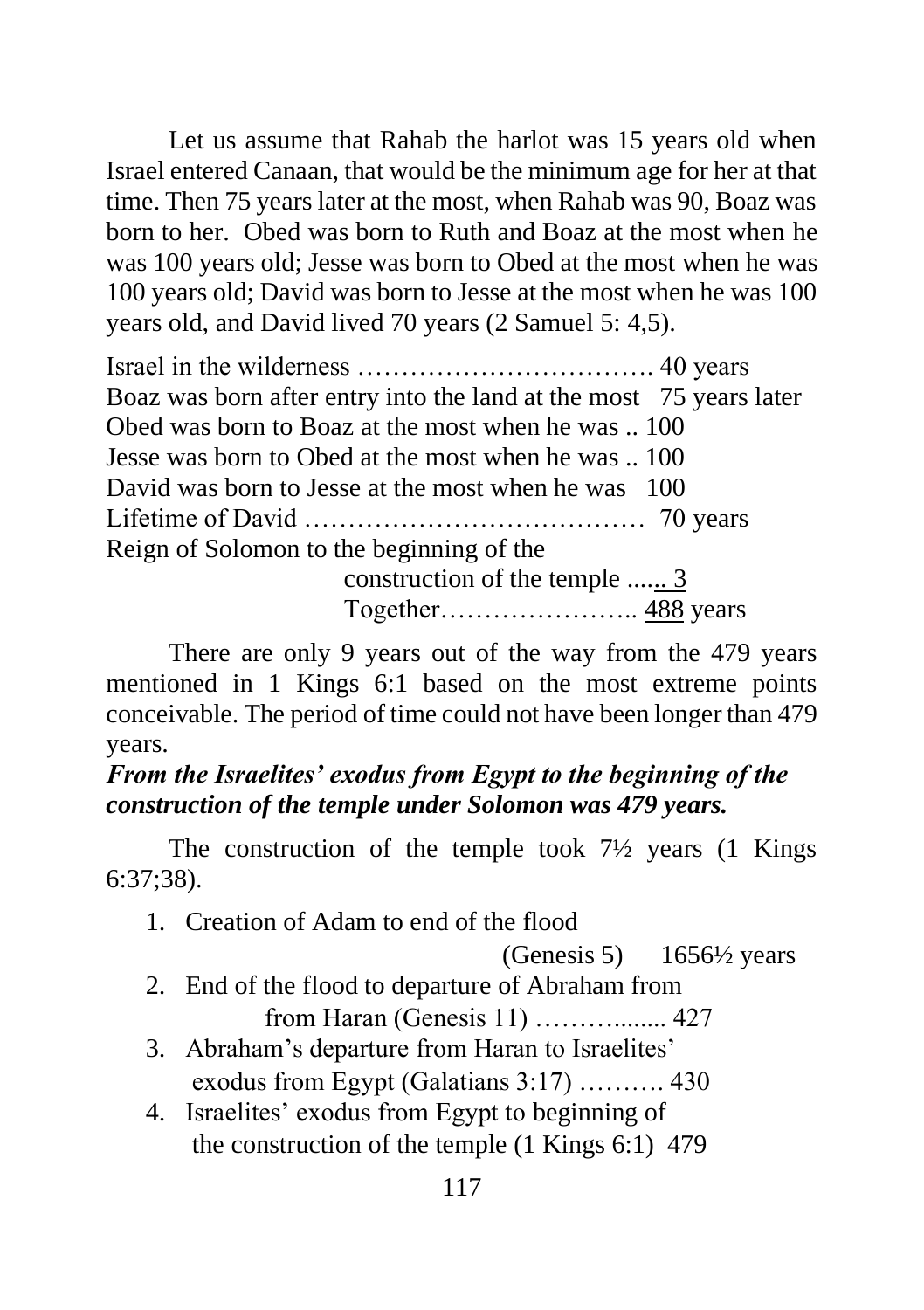Let us assume that Rahab the harlot was 15 years old when Israel entered Canaan, that would be the minimum age for her at that time. Then 75 years later at the most, when Rahab was 90, Boaz was born to her. Obed was born to Ruth and Boaz at the most when he was 100 years old; Jesse was born to Obed at the most when he was 100 years old; David was born to Jesse at the most when he was 100 years old, and David lived 70 years (2 Samuel 5: 4,5).

Israel in the wilderness ……………………………. 40 years  
Boaz was born after entry into the land at the most 75 years later  
Obed was born to Boaz at the most when he was .. 100  
Jesse was born to Obed at the most when he was .. 100  
David was born to Jesse at the most when he was 100  
Lifetime of David ………………………………… 70 years  
Reign of Solomon to the beginning of the  
construction of the temple ...... 3  
Together………………….. 488 years

There are only 9 years out of the way from the 479 years mentioned in 1 Kings 6:1 based on the most extreme points conceivable. The period of time could not have been longer than 479 years.

***From the Israelites' exodus from Egypt to the beginning of the construction of the temple under Solomon was 479 years.***

The construction of the temple took 7½ years (1 Kings 6:37;38).

1. Creation of Adam to end of the flood  
   (Genesis 5) 1656½ years
2. End of the flood to departure of Abraham from  
   from Haran (Genesis 11) ……….....… 427
3. Abraham's departure from Haran to Israelites' exodus from Egypt (Galatians 3:17) ………. 430
4. Israelites' exodus from Egypt to beginning of the construction of the temple (1 Kings 6:1) 479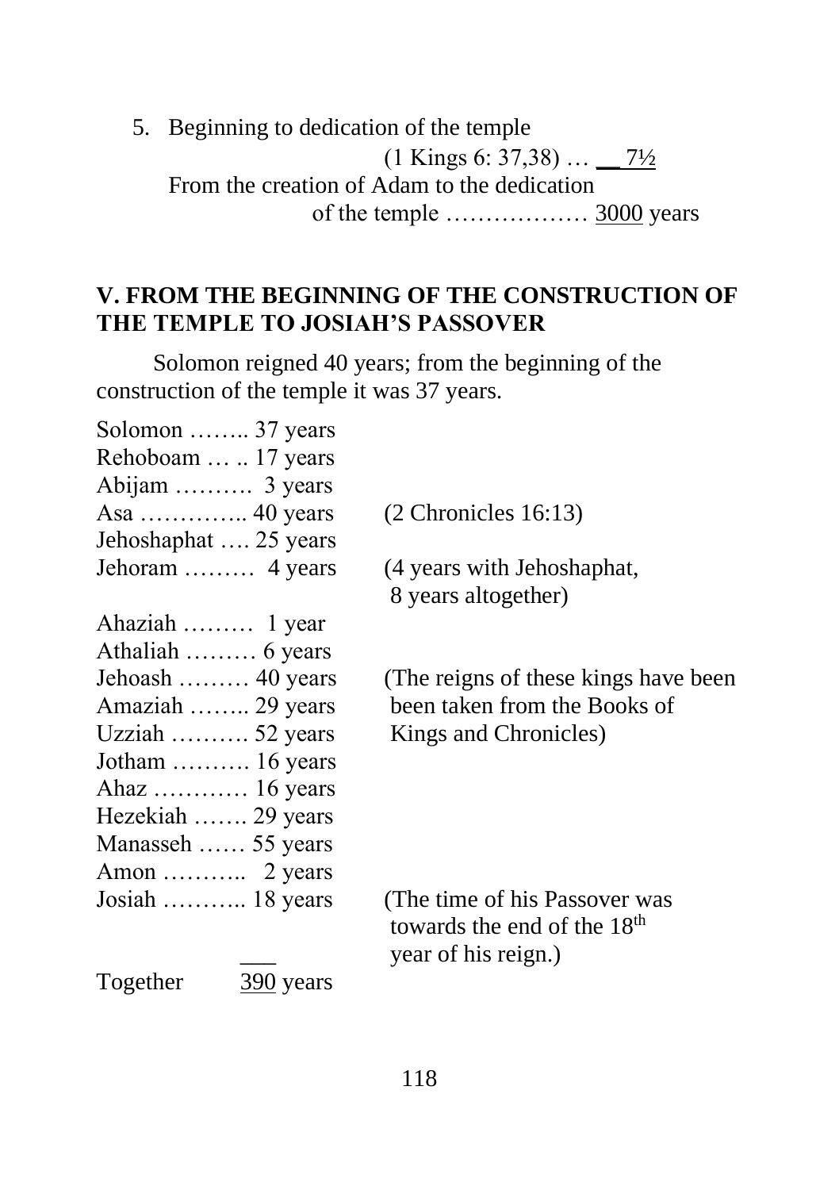5. Beginning to dedication of the temple

   (1 Kings 6: 37,38) … __ 7½

   From the creation of Adam to the dedication of the temple ……………… 3000 years

## V. FROM THE BEGINNING OF THE CONSTRUCTION OF THE TEMPLE TO JOSIAH'S PASSOVER

Solomon reigned 40 years; from the beginning of the construction of the temple it was 37 years.

| | |
|---|---|
| Solomon …….. 37 years | |
| Rehoboam … .. 17 years | |
| Abijam ………. 3 years | |
| Asa ………….. 40 years | (2 Chronicles 16:13) |
| Jehoshaphat …. 25 years | |
| Jehoram ……… 4 years | (4 years with Jehoshaphat, 8 years altogether) |
| Ahaziah ……… 1 year | |
| Athaliah ……… 6 years | |
| Jehoash ……… 40 years | (The reigns of these kings have been been taken from the Books of Kings and Chronicles) |
| Amaziah …….. 29 years | |
| Uzziah ………. 52 years | |
| Jotham ………. 16 years | |
| Ahaz ………… 16 years | |
| Hezekiah ……. 29 years | |
| Manasseh …… 55 years | |
| Amon ……….. 2 years | |
| Josiah ……….. 18 years | (The time of his Passover was towards the end of the 18th year of his reign.) |
| Together 390 years | |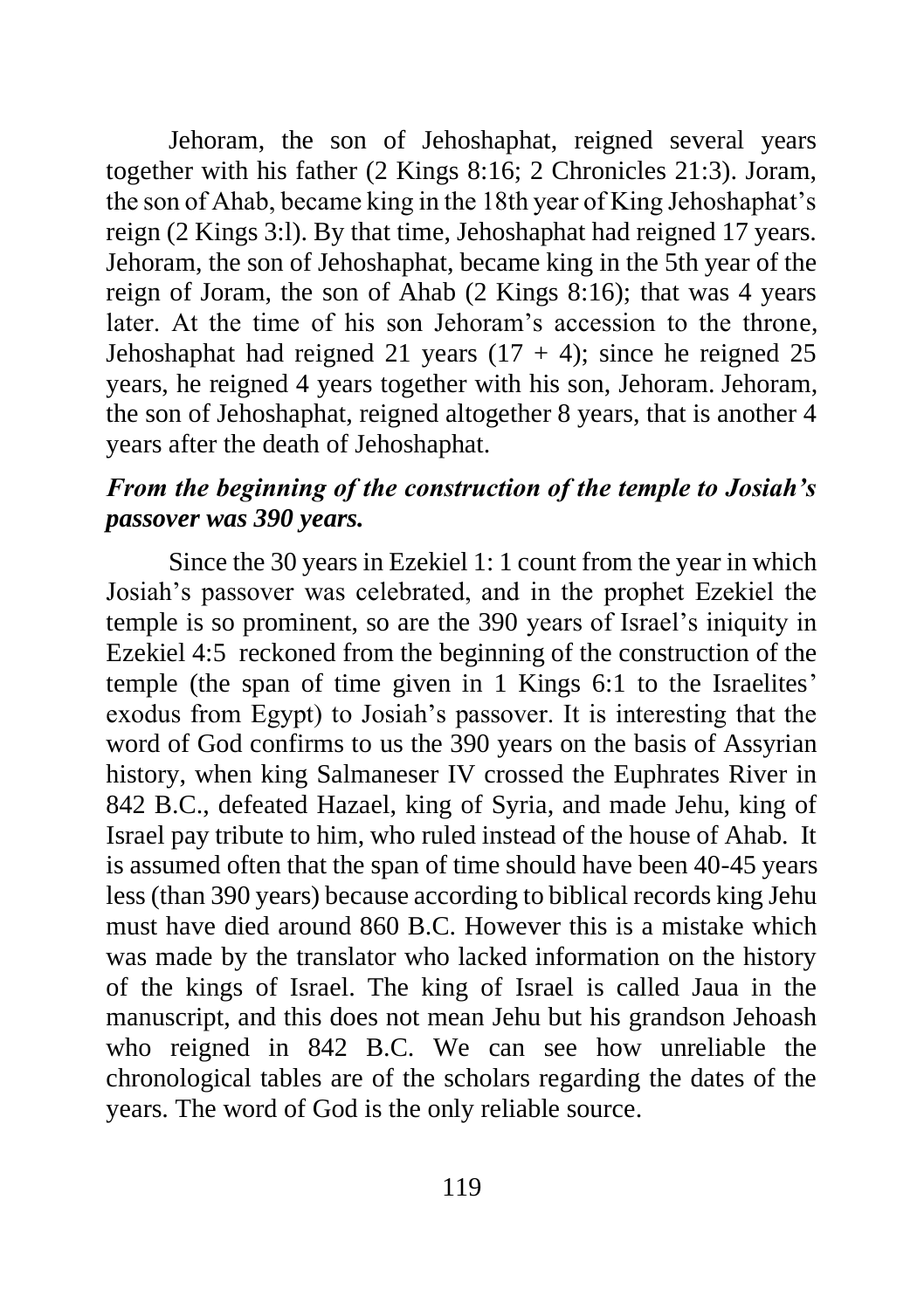Jehoram, the son of Jehoshaphat, reigned several years together with his father (2 Kings 8:16; 2 Chronicles 21:3). Joram, the son of Ahab, became king in the 18th year of King Jehoshaphat's reign (2 Kings 3:l). By that time, Jehoshaphat had reigned 17 years. Jehoram, the son of Jehoshaphat, became king in the 5th year of the reign of Joram, the son of Ahab (2 Kings 8:16); that was 4 years later. At the time of his son Jehoram's accession to the throne, Jehoshaphat had reigned 21 years (17 + 4); since he reigned 25 years, he reigned 4 years together with his son, Jehoram. Jehoram, the son of Jehoshaphat, reigned altogether 8 years, that is another 4 years after the death of Jehoshaphat.

***From the beginning of the construction of the temple to Josiah's passover was 390 years.***

Since the 30 years in Ezekiel 1: 1 count from the year in which Josiah's passover was celebrated, and in the prophet Ezekiel the temple is so prominent, so are the 390 years of Israel's iniquity in Ezekiel 4:5 reckoned from the beginning of the construction of the temple (the span of time given in 1 Kings 6:1 to the Israelites' exodus from Egypt) to Josiah's passover. It is interesting that the word of God confirms to us the 390 years on the basis of Assyrian history, when king Salmaneser IV crossed the Euphrates River in 842 B.C., defeated Hazael, king of Syria, and made Jehu, king of Israel pay tribute to him, who ruled instead of the house of Ahab. It is assumed often that the span of time should have been 40-45 years less (than 390 years) because according to biblical records king Jehu must have died around 860 B.C. However this is a mistake which was made by the translator who lacked information on the history of the kings of Israel. The king of Israel is called Jaua in the manuscript, and this does not mean Jehu but his grandson Jehoash who reigned in 842 B.C. We can see how unreliable the chronological tables are of the scholars regarding the dates of the years. The word of God is the only reliable source.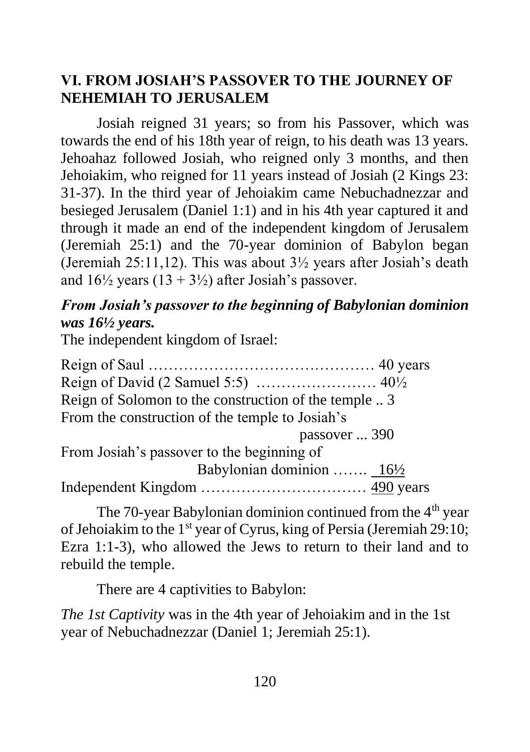## VI. FROM JOSIAH'S PASSOVER TO THE JOURNEY OF NEHEMIAH TO JERUSALEM

Josiah reigned 31 years; so from his Passover, which was towards the end of his 18th year of reign, to his death was 13 years. Jehoahaz followed Josiah, who reigned only 3 months, and then Jehoiakim, who reigned for 11 years instead of Josiah (2 Kings 23: 31-37). In the third year of Jehoiakim came Nebuchadnezzar and besieged Jerusalem (Daniel 1:1) and in his 4th year captured it and through it made an end of the independent kingdom of Jerusalem (Jeremiah 25:1) and the 70-year dominion of Babylon began (Jeremiah 25:11,12). This was about 3½ years after Josiah's death and 16½ years (13 + 3½) after Josiah's passover.

***From Josiah's passover to the beginning of Babylonian dominion was 16½ years.***

The independent kingdom of Israel:

Reign of Saul ……………………………………… 40 years
Reign of David (2 Samuel 5:5) …………………… 40½
Reign of Solomon to the construction of the temple .. 3
From the construction of the temple to Josiah's passover ... 390
From Josiah's passover to the beginning of Babylonian dominion ……. 16½
Independent Kingdom …………………………… 490 years

The 70-year Babylonian dominion continued from the 4th year of Jehoiakim to the 1st year of Cyrus, king of Persia (Jeremiah 29:10; Ezra 1:1-3), who allowed the Jews to return to their land and to rebuild the temple.

There are 4 captivities to Babylon:

*The 1st Captivity* was in the 4th year of Jehoiakim and in the 1st year of Nebuchadnezzar (Daniel 1; Jeremiah 25:1).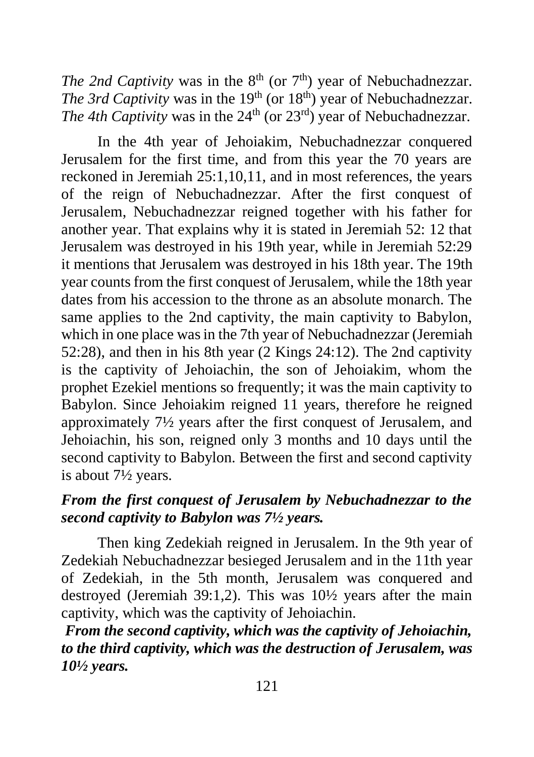*The 2nd Captivity* was in the 8th (or 7th) year of Nebuchadnezzar. *The 3rd Captivity* was in the 19th (or 18th) year of Nebuchadnezzar. *The 4th Captivity* was in the 24th (or 23rd) year of Nebuchadnezzar.

In the 4th year of Jehoiakim, Nebuchadnezzar conquered Jerusalem for the first time, and from this year the 70 years are reckoned in Jeremiah 25:1,10,11, and in most references, the years of the reign of Nebuchadnezzar. After the first conquest of Jerusalem, Nebuchadnezzar reigned together with his father for another year. That explains why it is stated in Jeremiah 52: 12 that Jerusalem was destroyed in his 19th year, while in Jeremiah 52:29 it mentions that Jerusalem was destroyed in his 18th year. The 19th year counts from the first conquest of Jerusalem, while the 18th year dates from his accession to the throne as an absolute monarch. The same applies to the 2nd captivity, the main captivity to Babylon, which in one place was in the 7th year of Nebuchadnezzar (Jeremiah 52:28), and then in his 8th year (2 Kings 24:12). The 2nd captivity is the captivity of Jehoiachin, the son of Jehoiakim, whom the prophet Ezekiel mentions so frequently; it was the main captivity to Babylon. Since Jehoiakim reigned 11 years, therefore he reigned approximately 7½ years after the first conquest of Jerusalem, and Jehoiachin, his son, reigned only 3 months and 10 days until the second captivity to Babylon. Between the first and second captivity is about 7½ years.

***From the first conquest of Jerusalem by Nebuchadnezzar to the second captivity to Babylon was 7½ years.***

Then king Zedekiah reigned in Jerusalem. In the 9th year of Zedekiah Nebuchadnezzar besieged Jerusalem and in the 11th year of Zedekiah, in the 5th month, Jerusalem was conquered and destroyed (Jeremiah 39:1,2). This was 10½ years after the main captivity, which was the captivity of Jehoiachin.

***From the second captivity, which was the captivity of Jehoiachin, to the third captivity, which was the destruction of Jerusalem, was 10½ years.***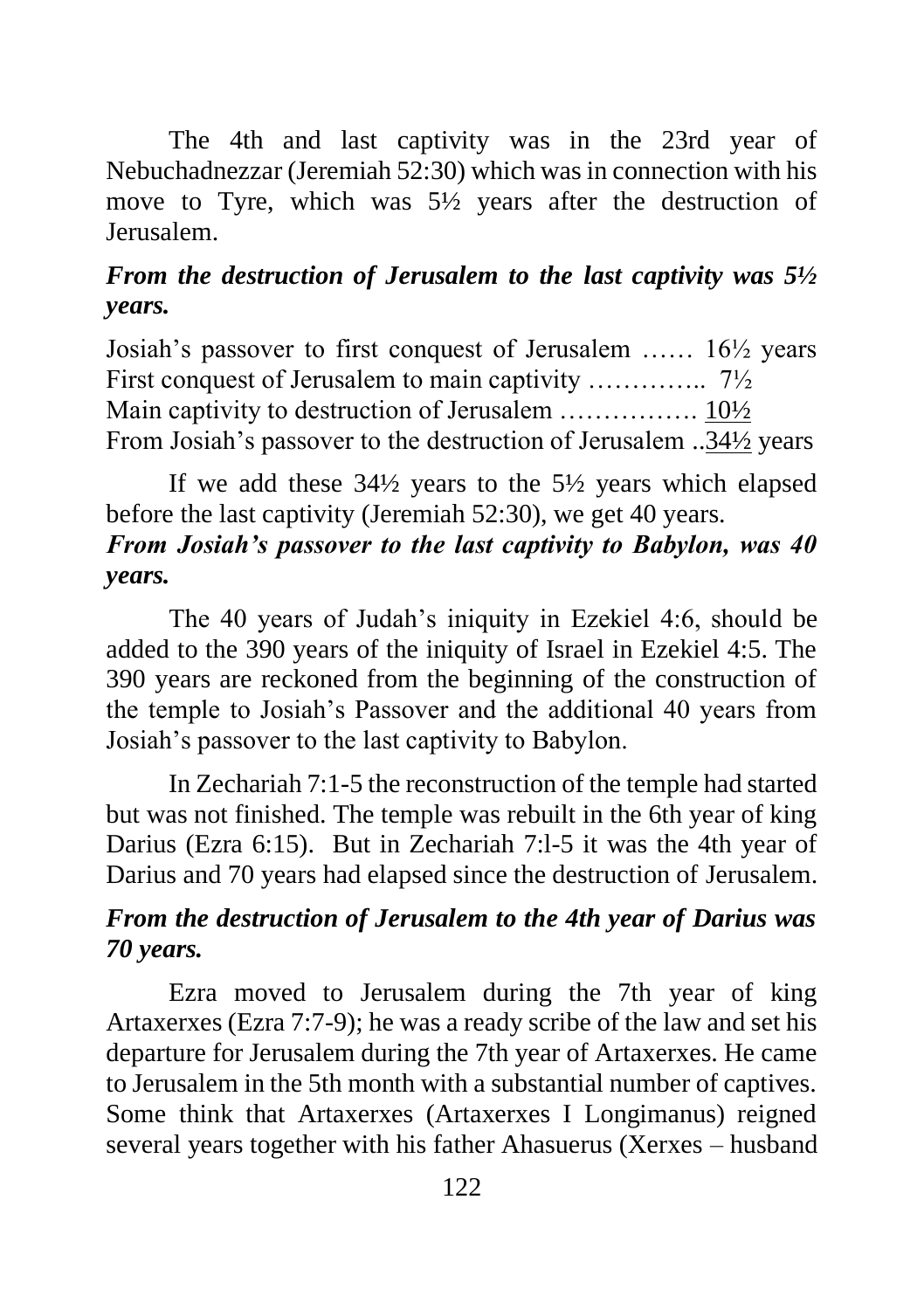The 4th and last captivity was in the 23rd year of Nebuchadnezzar (Jeremiah 52:30) which was in connection with his move to Tyre, which was 5½ years after the destruction of Jerusalem.

***From the destruction of Jerusalem to the last captivity was 5½ years.***

Josiah's passover to first conquest of Jerusalem …… 16½ years
First conquest of Jerusalem to main captivity ………….. 7½
Main captivity to destruction of Jerusalem ……………. 10½
From Josiah's passover to the destruction of Jerusalem ..34½ years

If we add these 34½ years to the 5½ years which elapsed before the last captivity (Jeremiah 52:30), we get 40 years.

***From Josiah's passover to the last captivity to Babylon, was 40 years.***

The 40 years of Judah's iniquity in Ezekiel 4:6, should be added to the 390 years of the iniquity of Israel in Ezekiel 4:5. The 390 years are reckoned from the beginning of the construction of the temple to Josiah's Passover and the additional 40 years from Josiah's passover to the last captivity to Babylon.

In Zechariah 7:1-5 the reconstruction of the temple had started but was not finished. The temple was rebuilt in the 6th year of king Darius (Ezra 6:15). But in Zechariah 7:l-5 it was the 4th year of Darius and 70 years had elapsed since the destruction of Jerusalem.

***From the destruction of Jerusalem to the 4th year of Darius was 70 years.***

Ezra moved to Jerusalem during the 7th year of king Artaxerxes (Ezra 7:7-9); he was a ready scribe of the law and set his departure for Jerusalem during the 7th year of Artaxerxes. He came to Jerusalem in the 5th month with a substantial number of captives. Some think that Artaxerxes (Artaxerxes I Longimanus) reigned several years together with his father Ahasuerus (Xerxes – husband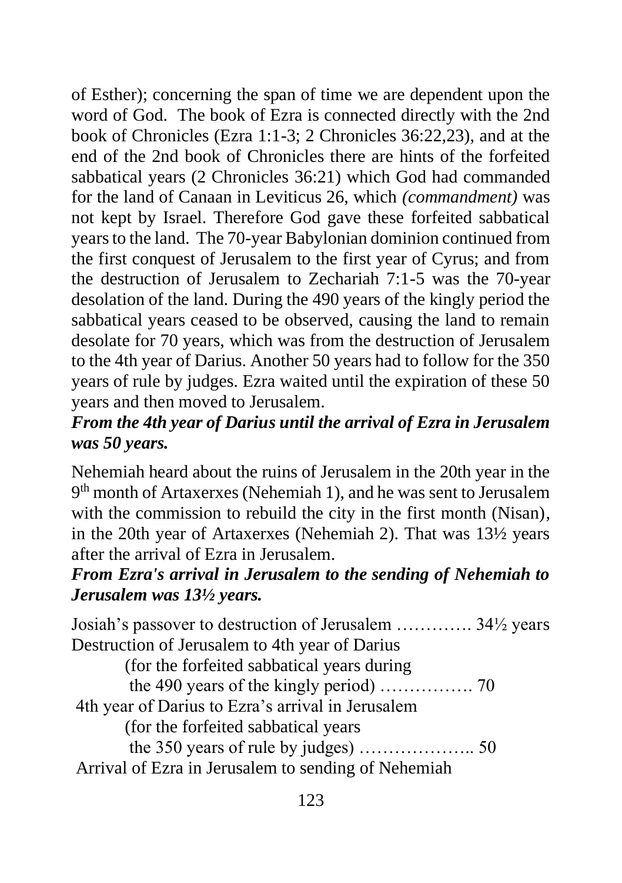of Esther); concerning the span of time we are dependent upon the word of God. The book of Ezra is connected directly with the 2nd book of Chronicles (Ezra 1:1-3; 2 Chronicles 36:22,23), and at the end of the 2nd book of Chronicles there are hints of the forfeited sabbatical years (2 Chronicles 36:21) which God had commanded for the land of Canaan in Leviticus 26, which *(commandment)* was not kept by Israel. Therefore God gave these forfeited sabbatical years to the land. The 70-year Babylonian dominion continued from the first conquest of Jerusalem to the first year of Cyrus; and from the destruction of Jerusalem to Zechariah 7:1-5 was the 70-year desolation of the land. During the 490 years of the kingly period the sabbatical years ceased to be observed, causing the land to remain desolate for 70 years, which was from the destruction of Jerusalem to the 4th year of Darius. Another 50 years had to follow for the 350 years of rule by judges. Ezra waited until the expiration of these 50 years and then moved to Jerusalem.

***From the 4th year of Darius until the arrival of Ezra in Jerusalem was 50 years.***

Nehemiah heard about the ruins of Jerusalem in the 20th year in the 9th month of Artaxerxes (Nehemiah 1), and he was sent to Jerusalem with the commission to rebuild the city in the first month (Nisan), in the 20th year of Artaxerxes (Nehemiah 2). That was 13½ years after the arrival of Ezra in Jerusalem.

***From Ezra's arrival in Jerusalem to the sending of Nehemiah to Jerusalem was 13½ years.***

Josiah's passover to destruction of Jerusalem …………. 34½ years
Destruction of Jerusalem to 4th year of Darius
  (for the forfeited sabbatical years during
  the 490 years of the kingly period) ……………. 70
4th year of Darius to Ezra's arrival in Jerusalem
  (for the forfeited sabbatical years
  the 350 years of rule by judges) ……………….. 50
Arrival of Ezra in Jerusalem to sending of Nehemiah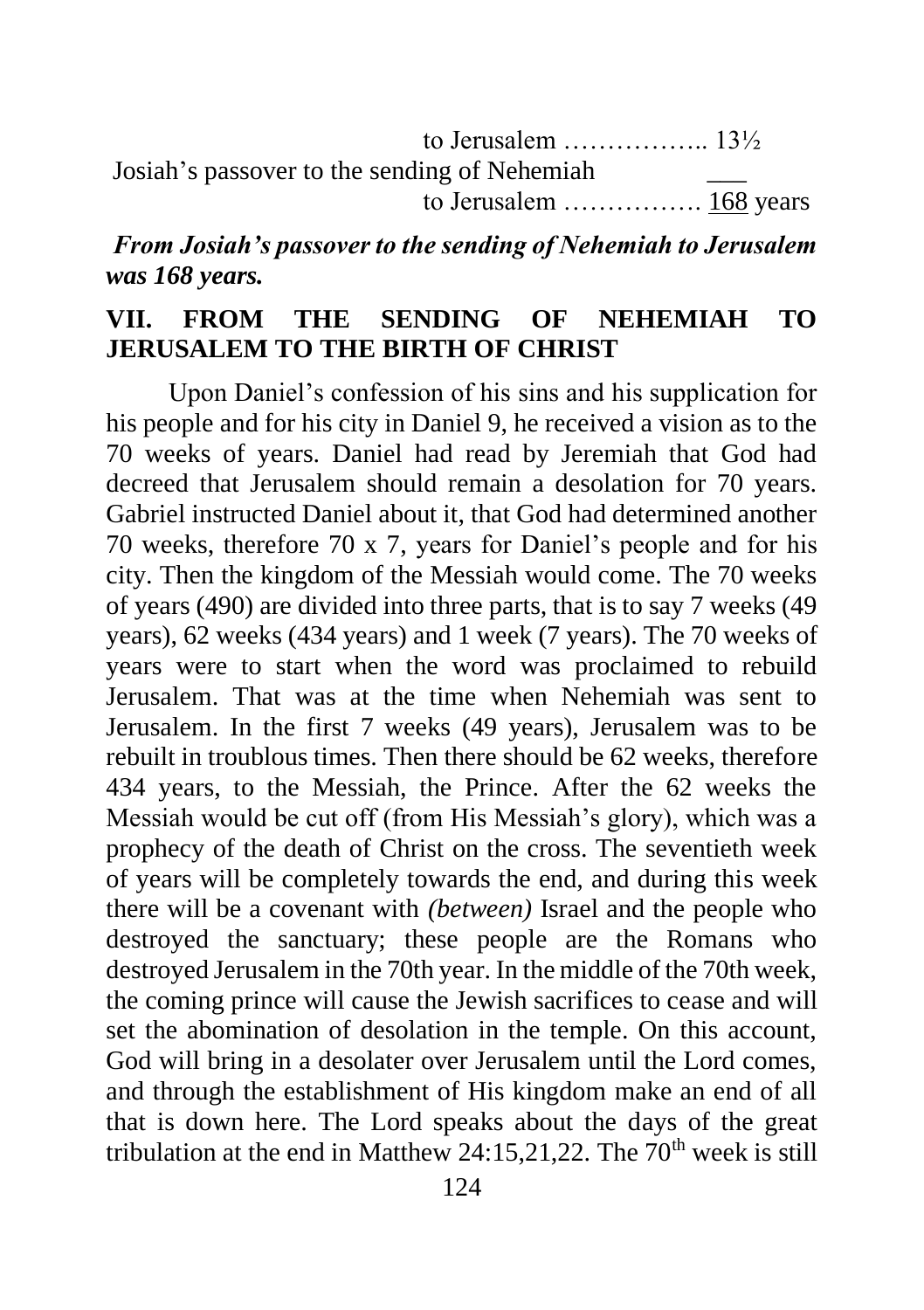to Jerusalem …………….. 13½

Josiah's passover to the sending of Nehemiah ___
to Jerusalem ……………. 168 years

***From Josiah's passover to the sending of Nehemiah to Jerusalem was 168 years.***

## VII. FROM THE SENDING OF NEHEMIAH TO JERUSALEM TO THE BIRTH OF CHRIST

Upon Daniel's confession of his sins and his supplication for his people and for his city in Daniel 9, he received a vision as to the 70 weeks of years. Daniel had read by Jeremiah that God had decreed that Jerusalem should remain a desolation for 70 years. Gabriel instructed Daniel about it, that God had determined another 70 weeks, therefore 70 x 7, years for Daniel's people and for his city. Then the kingdom of the Messiah would come. The 70 weeks of years (490) are divided into three parts, that is to say 7 weeks (49 years), 62 weeks (434 years) and 1 week (7 years). The 70 weeks of years were to start when the word was proclaimed to rebuild Jerusalem. That was at the time when Nehemiah was sent to Jerusalem. In the first 7 weeks (49 years), Jerusalem was to be rebuilt in troublous times. Then there should be 62 weeks, therefore 434 years, to the Messiah, the Prince. After the 62 weeks the Messiah would be cut off (from His Messiah's glory), which was a prophecy of the death of Christ on the cross. The seventieth week of years will be completely towards the end, and during this week there will be a covenant with *(between)* Israel and the people who destroyed the sanctuary; these people are the Romans who destroyed Jerusalem in the 70th year. In the middle of the 70th week, the coming prince will cause the Jewish sacrifices to cease and will set the abomination of desolation in the temple. On this account, God will bring in a desolater over Jerusalem until the Lord comes, and through the establishment of His kingdom make an end of all that is down here. The Lord speaks about the days of the great tribulation at the end in Matthew 24:15,21,22. The 70th week is still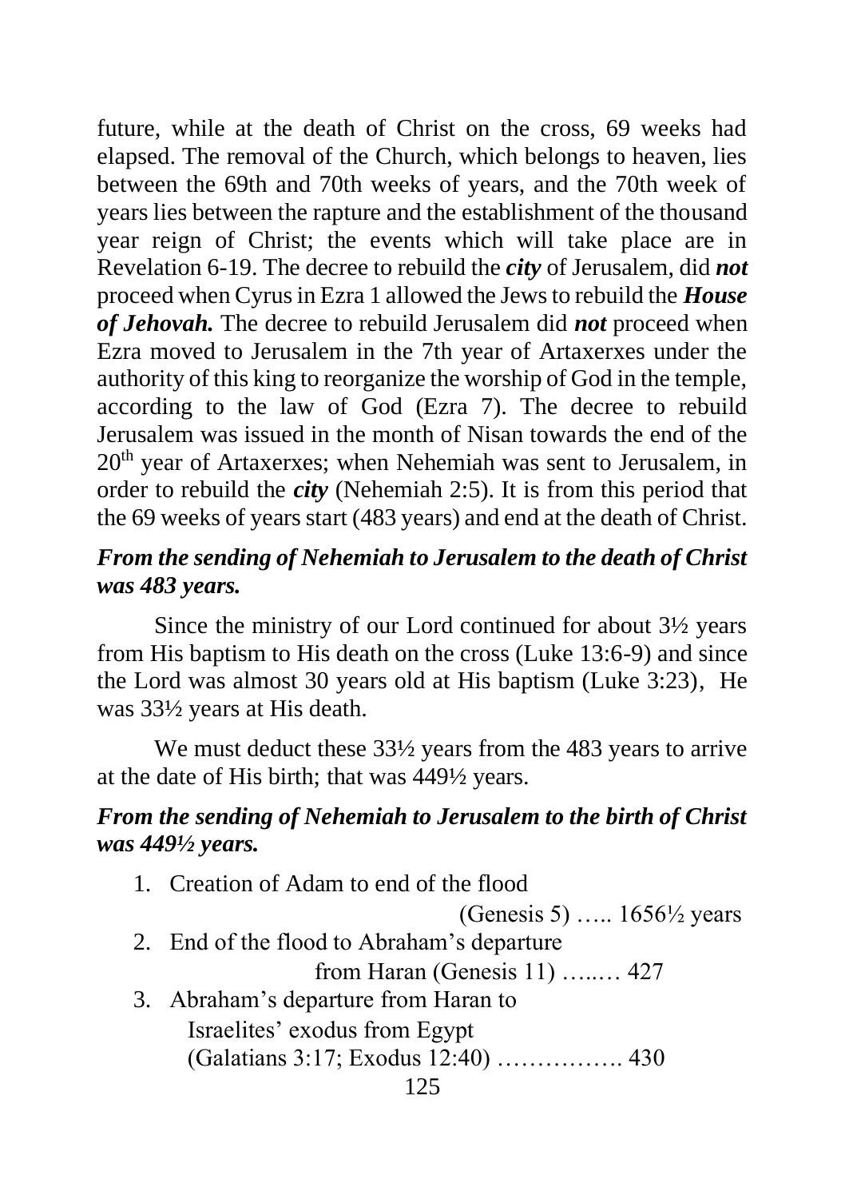future, while at the death of Christ on the cross, 69 weeks had elapsed. The removal of the Church, which belongs to heaven, lies between the 69th and 70th weeks of years, and the 70th week of years lies between the rapture and the establishment of the thousand year reign of Christ; the events which will take place are in Revelation 6-19. The decree to rebuild the ***city*** of Jerusalem, did ***not*** proceed when Cyrus in Ezra 1 allowed the Jews to rebuild the ***House of Jehovah.*** The decree to rebuild Jerusalem did ***not*** proceed when Ezra moved to Jerusalem in the 7th year of Artaxerxes under the authority of this king to reorganize the worship of God in the temple, according to the law of God (Ezra 7). The decree to rebuild Jerusalem was issued in the month of Nisan towards the end of the 20th year of Artaxerxes; when Nehemiah was sent to Jerusalem, in order to rebuild the ***city*** (Nehemiah 2:5). It is from this period that the 69 weeks of years start (483 years) and end at the death of Christ.

***From the sending of Nehemiah to Jerusalem to the death of Christ was 483 years.***

Since the ministry of our Lord continued for about 3½ years from His baptism to His death on the cross (Luke 13:6-9) and since the Lord was almost 30 years old at His baptism (Luke 3:23), He was 33½ years at His death.

We must deduct these 33½ years from the 483 years to arrive at the date of His birth; that was 449½ years.

***From the sending of Nehemiah to Jerusalem to the birth of Christ was 449½ years.***

1. Creation of Adam to end of the flood (Genesis 5) ….. 1656½ years
2. End of the flood to Abraham's departure from Haran (Genesis 11) …..… 427
3. Abraham's departure from Haran to Israelites' exodus from Egypt (Galatians 3:17; Exodus 12:40) ……………. 430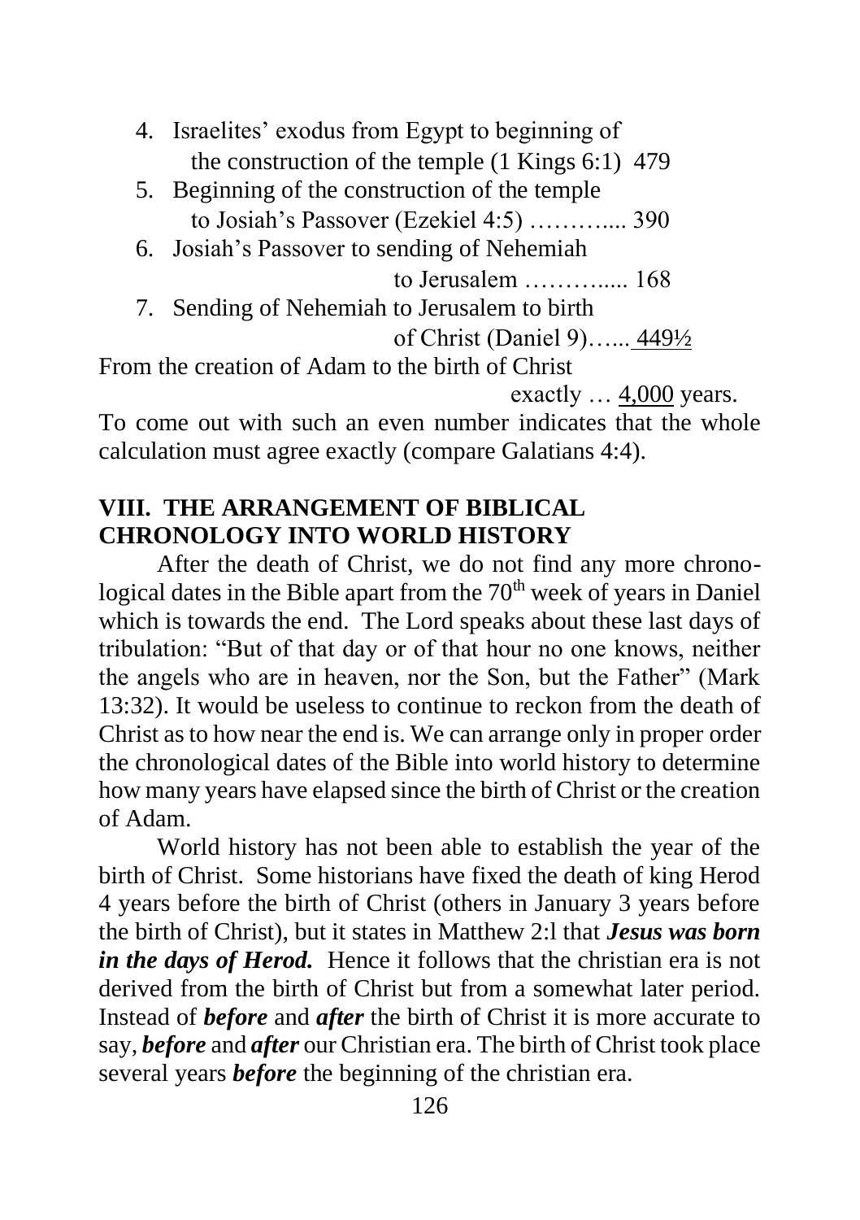4. Israelites' exodus from Egypt to beginning of the construction of the temple (1 Kings 6:1) 479
5. Beginning of the construction of the temple to Josiah's Passover (Ezekiel 4:5) ………..... 390
6. Josiah's Passover to sending of Nehemiah to Jerusalem ……….... 168
7. Sending of Nehemiah to Jerusalem to birth of Christ (Daniel 9)…... 449½

From the creation of Adam to the birth of Christ exactly … 4,000 years.

To come out with such an even number indicates that the whole calculation must agree exactly (compare Galatians 4:4).

## VIII. THE ARRANGEMENT OF BIBLICAL CHRONOLOGY INTO WORLD HISTORY

After the death of Christ, we do not find any more chronological dates in the Bible apart from the 70th week of years in Daniel which is towards the end. The Lord speaks about these last days of tribulation: "But of that day or of that hour no one knows, neither the angels who are in heaven, nor the Son, but the Father" (Mark 13:32). It would be useless to continue to reckon from the death of Christ as to how near the end is. We can arrange only in proper order the chronological dates of the Bible into world history to determine how many years have elapsed since the birth of Christ or the creation of Adam.

World history has not been able to establish the year of the birth of Christ. Some historians have fixed the death of king Herod 4 years before the birth of Christ (others in January 3 years before the birth of Christ), but it states in Matthew 2:l that ***Jesus was born in the days of Herod.*** Hence it follows that the christian era is not derived from the birth of Christ but from a somewhat later period. Instead of ***before*** and ***after*** the birth of Christ it is more accurate to say, ***before*** and ***after*** our Christian era. The birth of Christ took place several years ***before*** the beginning of the christian era.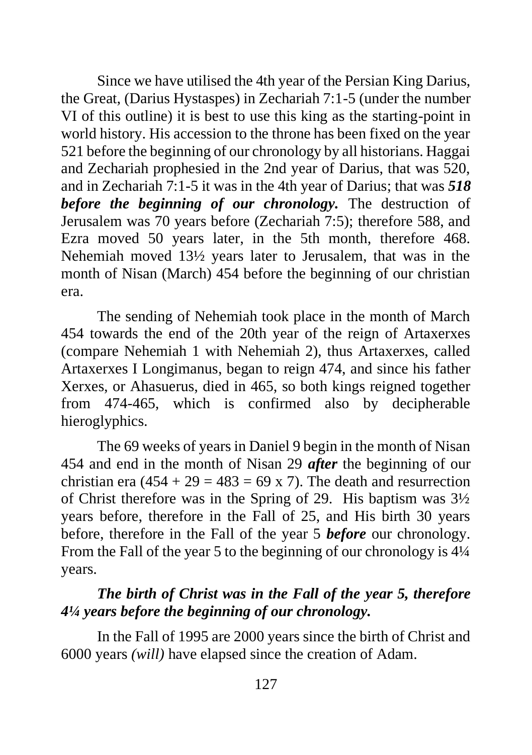Since we have utilised the 4th year of the Persian King Darius, the Great, (Darius Hystaspes) in Zechariah 7:1-5 (under the number VI of this outline) it is best to use this king as the starting-point in world history. His accession to the throne has been fixed on the year 521 before the beginning of our chronology by all historians. Haggai and Zechariah prophesied in the 2nd year of Darius, that was 520, and in Zechariah 7:1-5 it was in the 4th year of Darius; that was ***518 before the beginning of our chronology.*** The destruction of Jerusalem was 70 years before (Zechariah 7:5); therefore 588, and Ezra moved 50 years later, in the 5th month, therefore 468. Nehemiah moved 13½ years later to Jerusalem, that was in the month of Nisan (March) 454 before the beginning of our christian era.

The sending of Nehemiah took place in the month of March 454 towards the end of the 20th year of the reign of Artaxerxes (compare Nehemiah 1 with Nehemiah 2), thus Artaxerxes, called Artaxerxes I Longimanus, began to reign 474, and since his father Xerxes, or Ahasuerus, died in 465, so both kings reigned together from 474-465, which is confirmed also by decipherable hieroglyphics.

The 69 weeks of years in Daniel 9 begin in the month of Nisan 454 and end in the month of Nisan 29 ***after*** the beginning of our christian era (454 + 29 = 483 = 69 x 7). The death and resurrection of Christ therefore was in the Spring of 29. His baptism was 3½ years before, therefore in the Fall of 25, and His birth 30 years before, therefore in the Fall of the year 5 ***before*** our chronology. From the Fall of the year 5 to the beginning of our chronology is 4¼ years.

***The birth of Christ was in the Fall of the year 5, therefore 4¼ years before the beginning of our chronology.***

In the Fall of 1995 are 2000 years since the birth of Christ and 6000 years *(will)* have elapsed since the creation of Adam.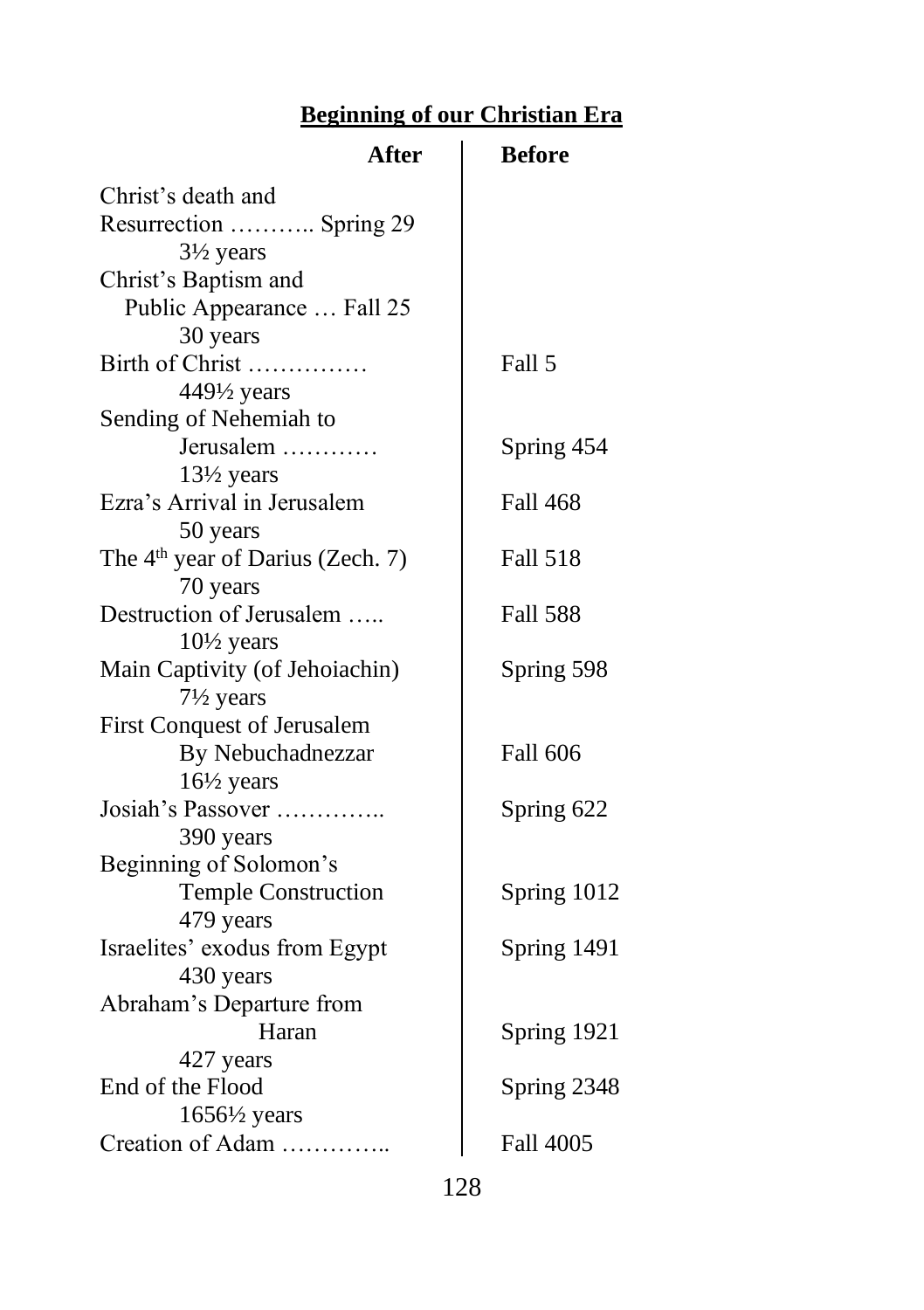**Beginning of our Christian Era**

| After | Before |
|---|---|
| Christ's death and Resurrection ……….. Spring 29 | |
| 3½ years | |
| Christ's Baptism and Public Appearance … Fall 25 | |
| 30 years | |
| Birth of Christ …………… | Fall 5 |
| 449½ years | |
| Sending of Nehemiah to Jerusalem ………… | Spring 454 |
| 13½ years | |
| Ezra's Arrival in Jerusalem | Fall 468 |
| 50 years | |
| The 4th year of Darius (Zech. 7) | Fall 518 |
| 70 years | |
| Destruction of Jerusalem ….. | Fall 588 |
| 10½ years | |
| Main Captivity (of Jehoiachin) | Spring 598 |
| 7½ years | |
| First Conquest of Jerusalem By Nebuchadnezzar | Fall 606 |
| 16½ years | |
| Josiah's Passover ………….. | Spring 622 |
| 390 years | |
| Beginning of Solomon's Temple Construction | Spring 1012 |
| 479 years | |
| Israelites' exodus from Egypt | Spring 1491 |
| 430 years | |
| Abraham's Departure from Haran | Spring 1921 |
| 427 years | |
| End of the Flood | Spring 2348 |
| 1656½ years | |
| Creation of Adam ………….. | Fall 4005 |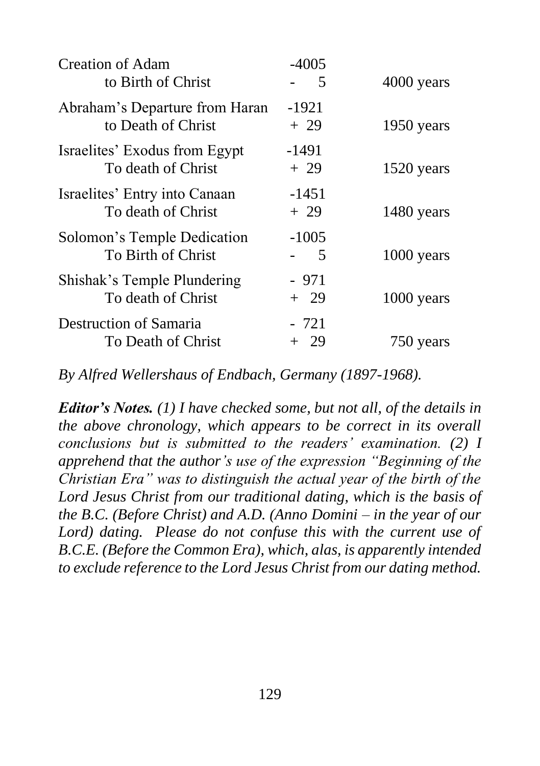| | | |
|---|---|---|
| Creation of Adam | -4005 | |
| to Birth of Christ | - 5 | 4000 years |
| Abraham's Departure from Haran | -1921 | |
| to Death of Christ | + 29 | 1950 years |
| Israelites' Exodus from Egypt | -1491 | |
| To death of Christ | + 29 | 1520 years |
| Israelites' Entry into Canaan | -1451 | |
| To death of Christ | + 29 | 1480 years |
| Solomon's Temple Dedication | -1005 | |
| To Birth of Christ | - 5 | 1000 years |
| Shishak's Temple Plundering | - 971 | |
| To death of Christ | + 29 | 1000 years |
| Destruction of Samaria | - 721 | |
| To Death of Christ | + 29 | 750 years |

*By Alfred Wellershaus of Endbach, Germany (1897-1968).*

***Editor's Notes.*** *(1) I have checked some, but not all, of the details in the above chronology, which appears to be correct in its overall conclusions but is submitted to the readers' examination. (2) I apprehend that the author's use of the expression "Beginning of the Christian Era" was to distinguish the actual year of the birth of the Lord Jesus Christ from our traditional dating, which is the basis of the B.C. (Before Christ) and A.D. (Anno Domini – in the year of our Lord) dating. Please do not confuse this with the current use of B.C.E. (Before the Common Era), which, alas, is apparently intended to exclude reference to the Lord Jesus Christ from our dating method.*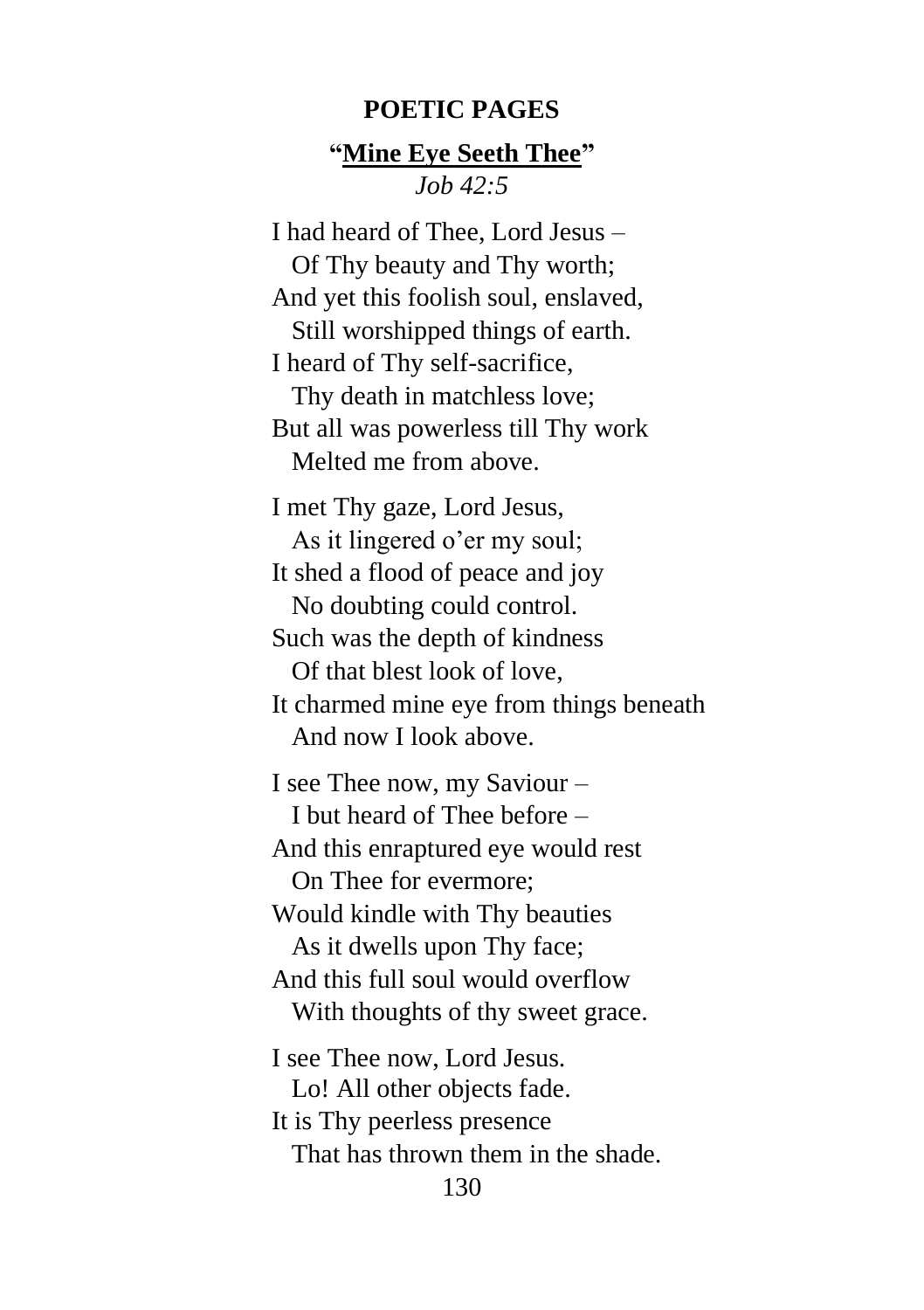## POETIC PAGES

### "<u>Mine Eye Seeth Thee</u>"

*Job 42:5*

I had heard of Thee, Lord Jesus –  
  Of Thy beauty and Thy worth;  
And yet this foolish soul, enslaved,  
  Still worshipped things of earth.  
I heard of Thy self-sacrifice,  
  Thy death in matchless love;  
But all was powerless till Thy work  
  Melted me from above.

I met Thy gaze, Lord Jesus,  
  As it lingered o'er my soul;  
It shed a flood of peace and joy  
  No doubting could control.  
Such was the depth of kindness  
  Of that blest look of love,  
It charmed mine eye from things beneath  
  And now I look above.

I see Thee now, my Saviour –  
  I but heard of Thee before –  
And this enraptured eye would rest  
  On Thee for evermore;  
Would kindle with Thy beauties  
  As it dwells upon Thy face;  
And this full soul would overflow  
  With thoughts of thy sweet grace.

I see Thee now, Lord Jesus.  
  Lo! All other objects fade.  
It is Thy peerless presence  
  That has thrown them in the shade.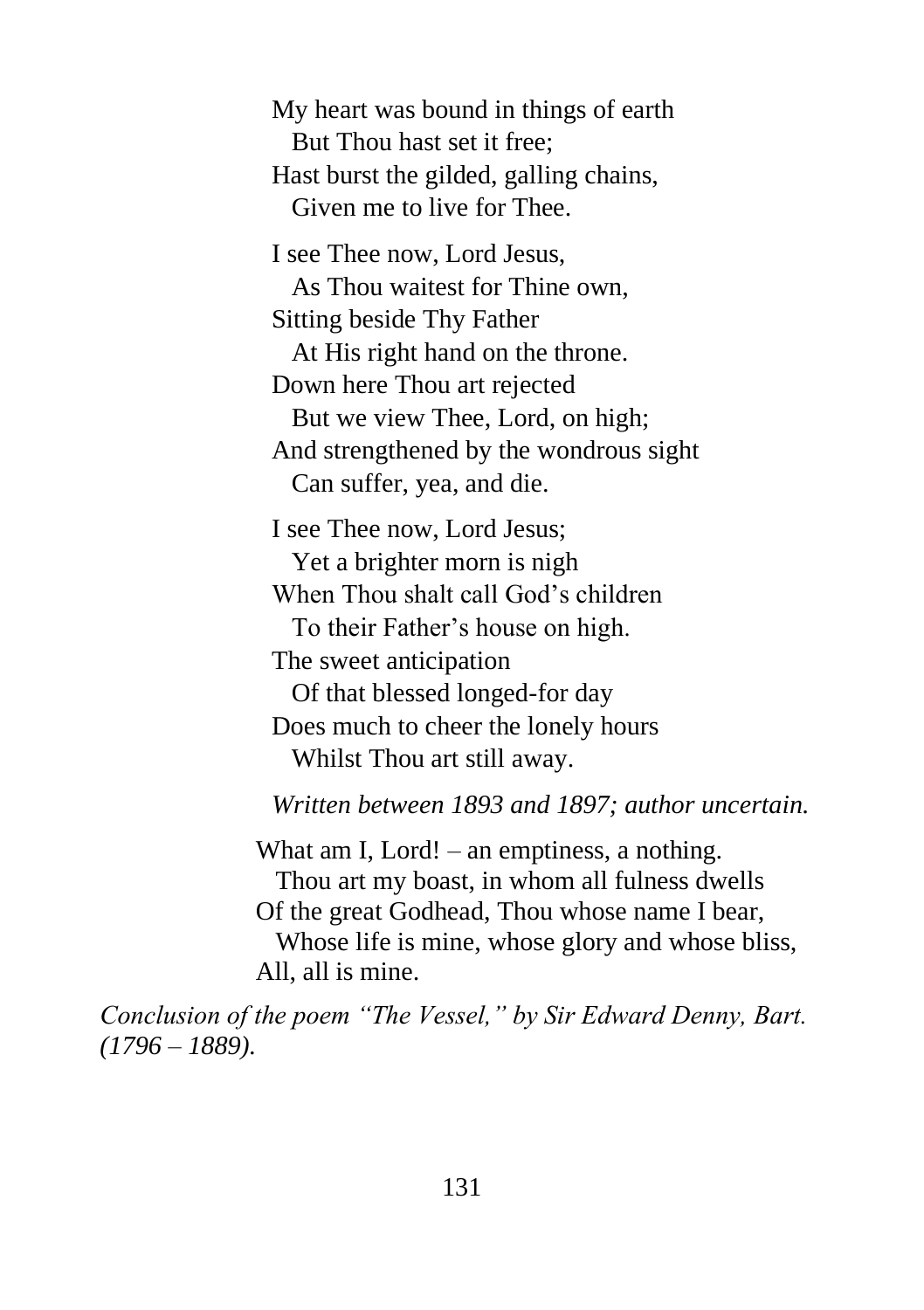My heart was bound in things of earth  
  But Thou hast set it free;  
Hast burst the gilded, galling chains,  
  Given me to live for Thee.

I see Thee now, Lord Jesus,  
  As Thou waitest for Thine own,  
Sitting beside Thy Father  
  At His right hand on the throne.  
Down here Thou art rejected  
  But we view Thee, Lord, on high;  
And strengthened by the wondrous sight  
  Can suffer, yea, and die.

I see Thee now, Lord Jesus;  
  Yet a brighter morn is nigh  
When Thou shalt call God's children  
  To their Father's house on high.  
The sweet anticipation  
  Of that blessed longed-for day  
Does much to cheer the lonely hours  
  Whilst Thou art still away.

*Written between 1893 and 1897; author uncertain.*

What am I, Lord! – an emptiness, a nothing.  
  Thou art my boast, in whom all fulness dwells  
Of the great Godhead, Thou whose name I bear,  
  Whose life is mine, whose glory and whose bliss,  
All, all is mine.

*Conclusion of the poem "The Vessel," by Sir Edward Denny, Bart. (1796 – 1889).*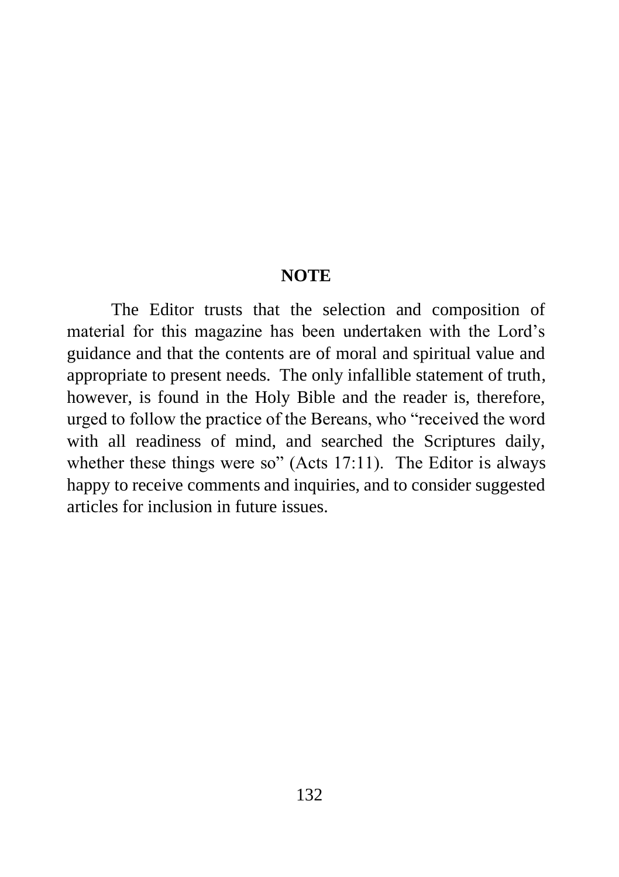## NOTE

The Editor trusts that the selection and composition of material for this magazine has been undertaken with the Lord's guidance and that the contents are of moral and spiritual value and appropriate to present needs. The only infallible statement of truth, however, is found in the Holy Bible and the reader is, therefore, urged to follow the practice of the Bereans, who "received the word with all readiness of mind, and searched the Scriptures daily, whether these things were so" (Acts 17:11). The Editor is always happy to receive comments and inquiries, and to consider suggested articles for inclusion in future issues.